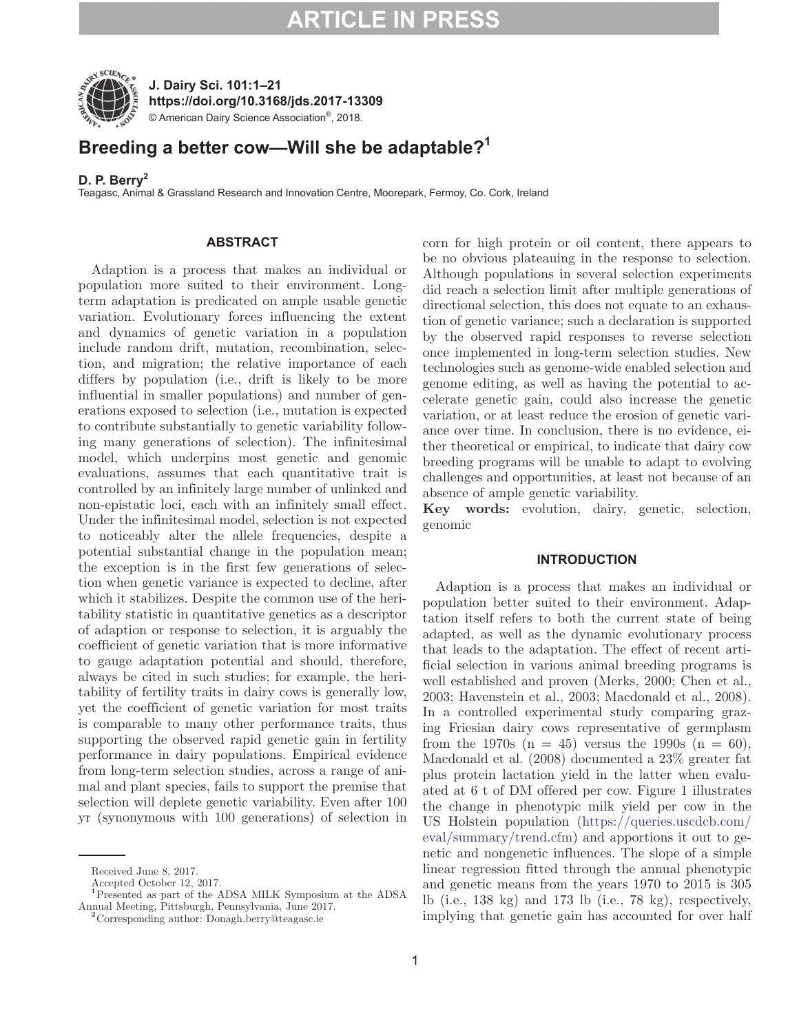# Breeding a better cow—Will she be adaptable?[1]

**D. P. Berry**[2]

Teagasc, Animal & Grassland Research and Innovation Centre, Moorepark, Fermoy, Co. Cork, Ireland

## ABSTRACT

Adaption is a process that makes an individual or population more suited to their environment. Long-term adaptation is predicated on ample usable genetic variation. Evolutionary forces influencing the extent and dynamics of genetic variation in a population include random drift, mutation, recombination, selection, and migration; the relative importance of each differs by population (i.e., drift is likely to be more influential in smaller populations) and number of generations exposed to selection (i.e., mutation is expected to contribute substantially to genetic variability following many generations of selection). The infinitesimal model, which underpins most genetic and genomic evaluations, assumes that each quantitative trait is controlled by an infinitely large number of unlinked and non-epistatic loci, each with an infinitely small effect. Under the infinitesimal model, selection is not expected to noticeably alter the allele frequencies, despite a potential substantial change in the population mean; the exception is in the first few generations of selection when genetic variance is expected to decline, after which it stabilizes. Despite the common use of the heritability statistic in quantitative genetics as a descriptor of adaption or response to selection, it is arguably the coefficient of genetic variation that is more informative to gauge adaptation potential and should, therefore, always be cited in such studies; for example, the heritability of fertility traits in dairy cows is generally low, yet the coefficient of genetic variation for most traits is comparable to many other performance traits, thus supporting the observed rapid genetic gain in fertility performance in dairy populations. Empirical evidence from long-term selection studies, across a range of animal and plant species, fails to support the premise that selection will deplete genetic variability. Even after 100 yr (synonymous with 100 generations) of selection in corn for high protein or oil content, there appears to be no obvious plateauing in the response to selection. Although populations in several selection experiments did reach a selection limit after multiple generations of directional selection, this does not equate to an exhaustion of genetic variance; such a declaration is supported by the observed rapid responses to reverse selection once implemented in long-term selection studies. New technologies such as genome-wide enabled selection and genome editing, as well as having the potential to accelerate genetic gain, could also increase the genetic variation, or at least reduce the erosion of genetic variance over time. In conclusion, there is no evidence, either theoretical or empirical, to indicate that dairy cow breeding programs will be unable to adapt to evolving challenges and opportunities, at least not because of an absence of ample genetic variability.

**Key words:** evolution, dairy, genetic, selection, genomic

## INTRODUCTION

Adaption is a process that makes an individual or population better suited to their environment. Adaptation itself refers to both the current state of being adapted, as well as the dynamic evolutionary process that leads to the adaptation. The effect of recent artificial selection in various animal breeding programs is well established and proven (Merks, 2000; Chen et al., 2003; Havenstein et al., 2003; Macdonald et al., 2008). In a controlled experimental study comparing grazing Friesian dairy cows representative of germplasm from the 1970s (n = 45) versus the 1990s (n = 60), Macdonald et al. (2008) documented a 23% greater fat plus protein lactation yield in the latter when evaluated at 6 t of DM offered per cow. Figure 1 illustrates the change in phenotypic milk yield per cow in the US Holstein population (https://queries.uscdcb.com/eval/summary/trend.cfm) and apportions it out to genetic and nongenetic influences. The slope of a simple linear regression fitted through the annual phenotypic and genetic means from the years 1970 to 2015 is 305 lb (i.e., 138 kg) and 173 lb (i.e., 78 kg), respectively, implying that genetic gain has accounted for over half

Received June 8, 2017.

Accepted October 12, 2017.

[1]Presented as part of the ADSA MILK Symposium at the ADSA Annual Meeting, Pittsburgh, Pennsylvania, June 2017.

[2]Corresponding author: Donagh.berry@teagasc.ie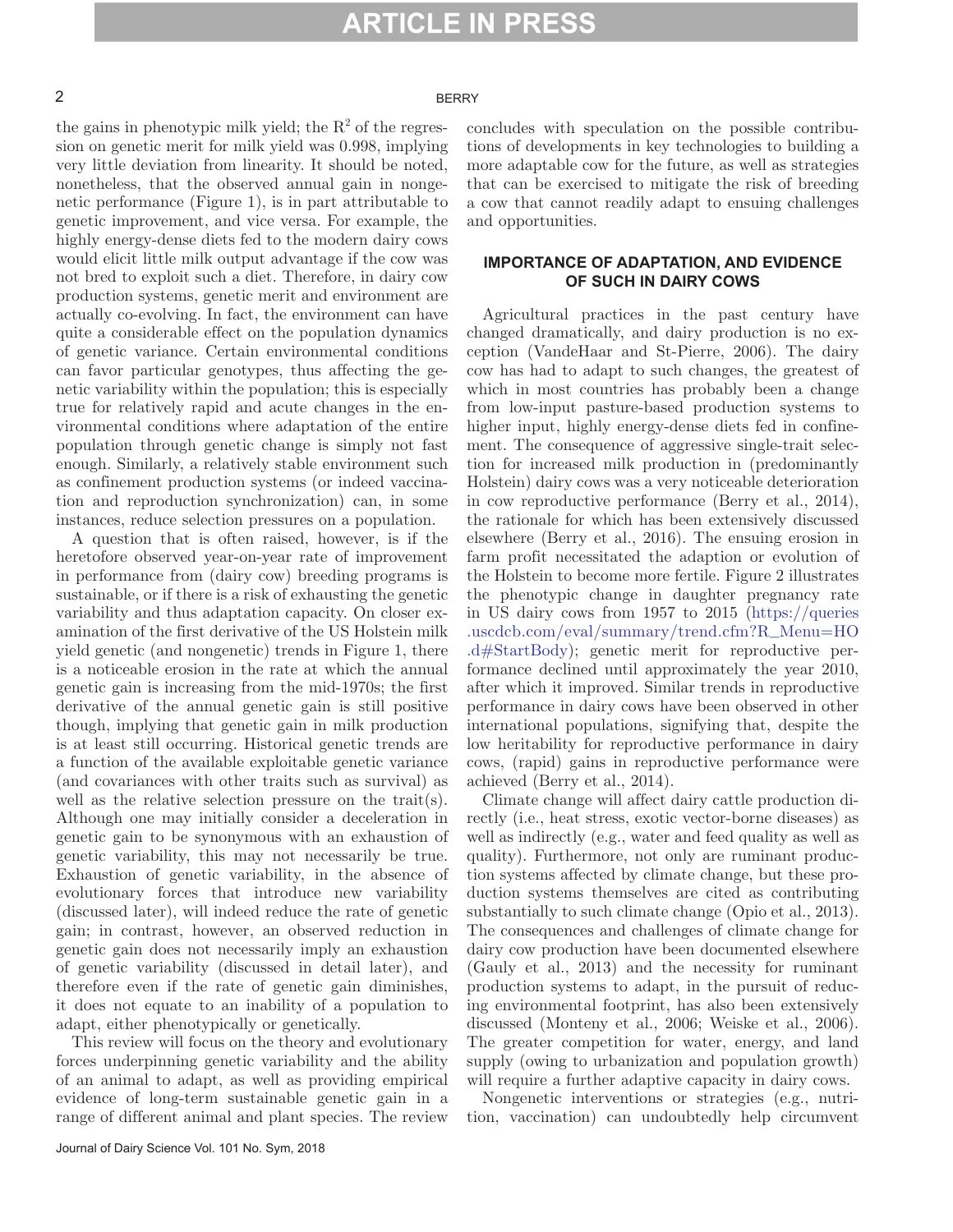the gains in phenotypic milk yield; the $R^2$ of the regression on genetic merit for milk yield was 0.998, implying very little deviation from linearity. It should be noted, nonetheless, that the observed annual gain in nongenetic performance (Figure 1), is in part attributable to genetic improvement, and vice versa. For example, the highly energy-dense diets fed to the modern dairy cows would elicit little milk output advantage if the cow was not bred to exploit such a diet. Therefore, in dairy cow production systems, genetic merit and environment are actually co-evolving. In fact, the environment can have quite a considerable effect on the population dynamics of genetic variance. Certain environmental conditions can favor particular genotypes, thus affecting the genetic variability within the population; this is especially true for relatively rapid and acute changes in the environmental conditions where adaptation of the entire population through genetic change is simply not fast enough. Similarly, a relatively stable environment such as confinement production systems (or indeed vaccination and reproduction synchronization) can, in some instances, reduce selection pressures on a population.

A question that is often raised, however, is if the heretofore observed year-on-year rate of improvement in performance from (dairy cow) breeding programs is sustainable, or if there is a risk of exhausting the genetic variability and thus adaptation capacity. On closer examination of the first derivative of the US Holstein milk yield genetic (and nongenetic) trends in Figure 1, there is a noticeable erosion in the rate at which the annual genetic gain is increasing from the mid-1970s; the first derivative of the annual genetic gain is still positive though, implying that genetic gain in milk production is at least still occurring. Historical genetic trends are a function of the available exploitable genetic variance (and covariances with other traits such as survival) as well as the relative selection pressure on the trait(s). Although one may initially consider a deceleration in genetic gain to be synonymous with an exhaustion of genetic variability, this may not necessarily be true. Exhaustion of genetic variability, in the absence of evolutionary forces that introduce new variability (discussed later), will indeed reduce the rate of genetic gain; in contrast, however, an observed reduction in genetic gain does not necessarily imply an exhaustion of genetic variability (discussed in detail later), and therefore even if the rate of genetic gain diminishes, it does not equate to an inability of a population to adapt, either phenotypically or genetically.

This review will focus on the theory and evolutionary forces underpinning genetic variability and the ability of an animal to adapt, as well as providing empirical evidence of long-term sustainable genetic gain in a range of different animal and plant species. The review concludes with speculation on the possible contributions of developments in key technologies to building a more adaptable cow for the future, as well as strategies that can be exercised to mitigate the risk of breeding a cow that cannot readily adapt to ensuing challenges and opportunities.

## IMPORTANCE OF ADAPTATION, AND EVIDENCE OF SUCH IN DAIRY COWS

Agricultural practices in the past century have changed dramatically, and dairy production is no exception (VandeHaar and St-Pierre, 2006). The dairy cow has had to adapt to such changes, the greatest of which in most countries has probably been a change from low-input pasture-based production systems to higher input, highly energy-dense diets fed in confinement. The consequence of aggressive single-trait selection for increased milk production in (predominantly Holstein) dairy cows was a very noticeable deterioration in cow reproductive performance (Berry et al., 2014), the rationale for which has been extensively discussed elsewhere (Berry et al., 2016). The ensuing erosion in farm profit necessitated the adaption or evolution of the Holstein to become more fertile. Figure 2 illustrates the phenotypic change in daughter pregnancy rate in US dairy cows from 1957 to 2015 (https://queries.uscdcb.com/eval/summary/trend.cfm?R_Menu=HO.d#StartBody); genetic merit for reproductive performance declined until approximately the year 2010, after which it improved. Similar trends in reproductive performance in dairy cows have been observed in other international populations, signifying that, despite the low heritability for reproductive performance in dairy cows, (rapid) gains in reproductive performance were achieved (Berry et al., 2014).

Climate change will affect dairy cattle production directly (i.e., heat stress, exotic vector-borne diseases) as well as indirectly (e.g., water and feed quality as well as quality). Furthermore, not only are ruminant production systems affected by climate change, but these production systems themselves are cited as contributing substantially to such climate change (Opio et al., 2013). The consequences and challenges of climate change for dairy cow production have been documented elsewhere (Gauly et al., 2013) and the necessity for ruminant production systems to adapt, in the pursuit of reducing environmental footprint, has also been extensively discussed (Monteny et al., 2006; Weiske et al., 2006). The greater competition for water, energy, and land supply (owing to urbanization and population growth) will require a further adaptive capacity in dairy cows.

Nongenetic interventions or strategies (e.g., nutrition, vaccination) can undoubtedly help circumvent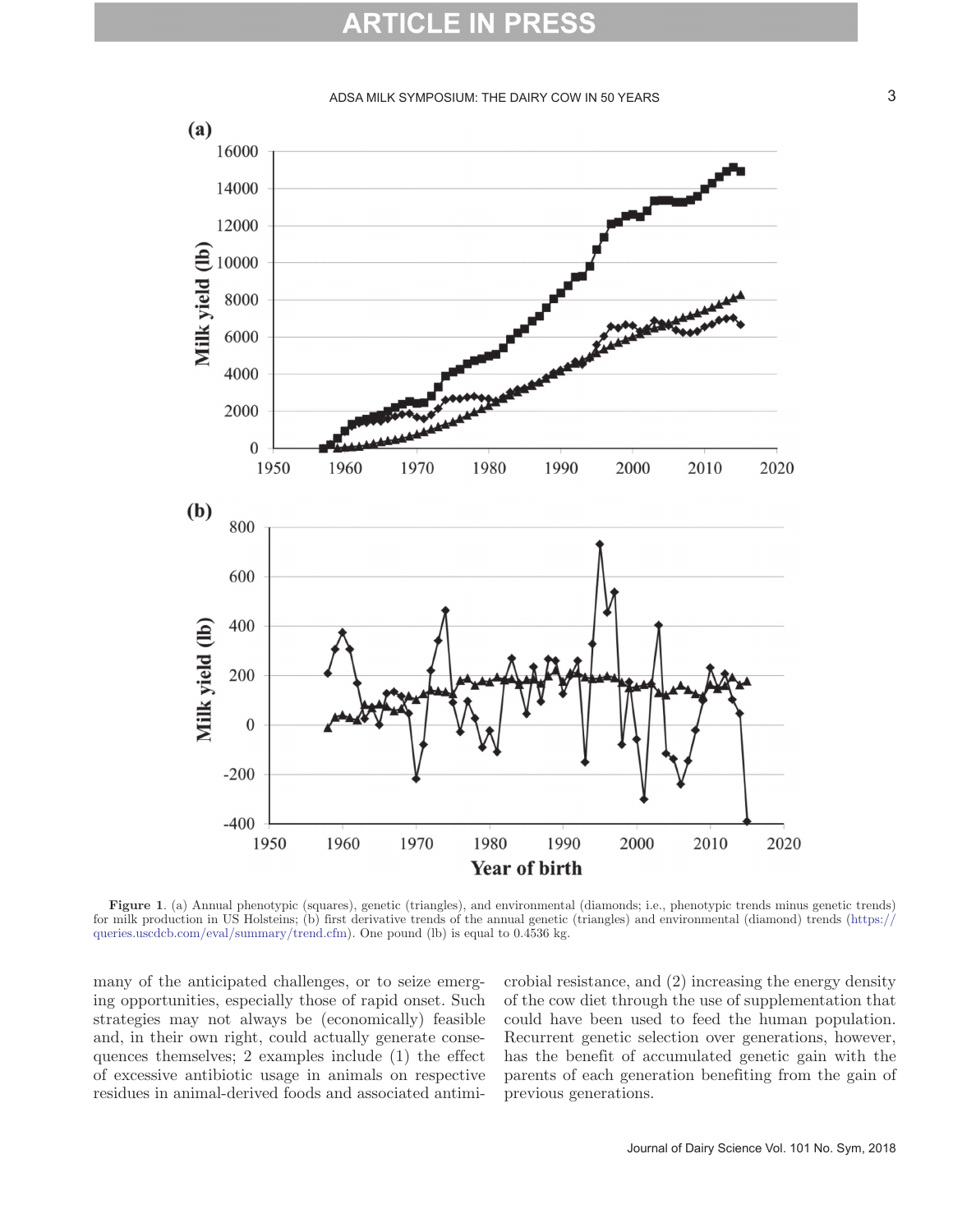**Figure 1**. (a) Annual phenotypic (squares), genetic (triangles), and environmental (diamonds; i.e., phenotypic trends minus genetic trends) for milk production in US Holsteins; (b) first derivative trends of the annual genetic (triangles) and environmental (diamond) trends (https://queries.uscdcb.com/eval/summary/trend.cfm). One pound (lb) is equal to 0.4536 kg.

many of the anticipated challenges, or to seize emerging opportunities, especially those of rapid onset. Such strategies may not always be (economically) feasible and, in their own right, could actually generate consequences themselves; 2 examples include (1) the effect of excessive antibiotic usage in animals on respective residues in animal-derived foods and associated antimicrobial resistance, and (2) increasing the energy density of the cow diet through the use of supplementation that could have been used to feed the human population. Recurrent genetic selection over generations, however, has the benefit of accumulated genetic gain with the parents of each generation benefiting from the gain of previous generations.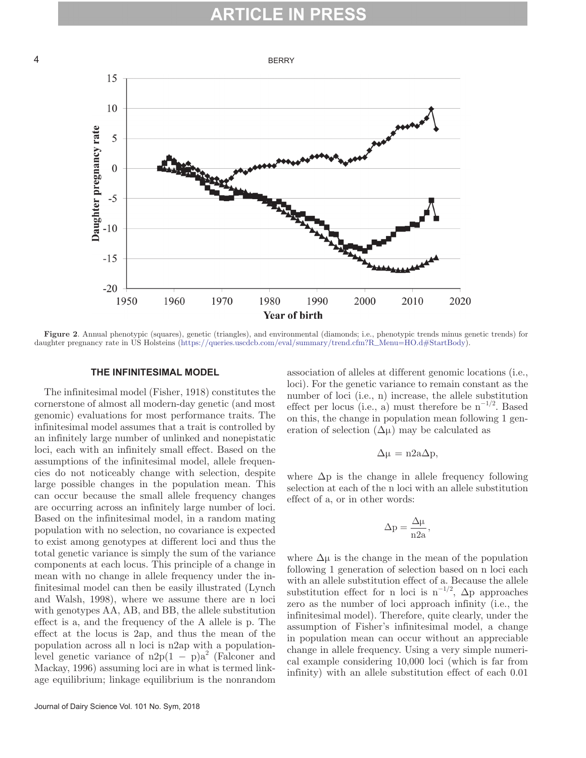Figure 2. Annual phenotypic (squares), genetic (triangles), and environmental (diamonds; i.e., phenotypic trends minus genetic trends) for daughter pregnancy rate in US Holsteins (https://queries.uscdcb.com/eval/summary/trend.cfm?R_Menu=HO.d#StartBody).

## THE INFINITESIMAL MODEL

The infinitesimal model (Fisher, 1918) constitutes the cornerstone of almost all modern-day genetic (and most genomic) evaluations for most performance traits. The infinitesimal model assumes that a trait is controlled by an infinitely large number of unlinked and nonepistatic loci, each with an infinitely small effect. Based on the assumptions of the infinitesimal model, allele frequencies do not noticeably change with selection, despite large possible changes in the population mean. This can occur because the small allele frequency changes are occurring across an infinitely large number of loci. Based on the infinitesimal model, in a random mating population with no selection, no covariance is expected to exist among genotypes at different loci and thus the total genetic variance is simply the sum of the variance components at each locus. This principle of a change in mean with no change in allele frequency under the infinitesimal model can then be easily illustrated (Lynch and Walsh, 1998), where we assume there are n loci with genotypes AA, AB, and BB, the allele substitution effect is a, and the frequency of the A allele is p. The effect at the locus is 2ap, and thus the mean of the population across all n loci is n2ap with a population-level genetic variance of $n2p(1 - p)a^2$ (Falconer and Mackay, 1996) assuming loci are in what is termed linkage equilibrium; linkage equilibrium is the nonrandom association of alleles at different genomic locations (i.e., loci). For the genetic variance to remain constant as the number of loci (i.e., n) increase, the allele substitution effect per locus (i.e., a) must therefore be $n^{-1/2}$. Based on this, the change in population mean following 1 generation of selection ($\Delta\mu$) may be calculated as

$$\Delta\mu = n2a\Delta p,$$

where $\Delta p$ is the change in allele frequency following selection at each of the n loci with an allele substitution effect of a, or in other words:

$$\Delta p = \frac{\Delta\mu}{n2a},$$

where $\Delta\mu$ is the change in the mean of the population following 1 generation of selection based on n loci each with an allele substitution effect of a. Because the allele substitution effect for n loci is $n^{-1/2}$, $\Delta p$ approaches zero as the number of loci approach infinity (i.e., the infinitesimal model). Therefore, quite clearly, under the assumption of Fisher's infinitesimal model, a change in population mean can occur without an appreciable change in allele frequency. Using a very simple numerical example considering 10,000 loci (which is far from infinity) with an allele substitution effect of each 0.01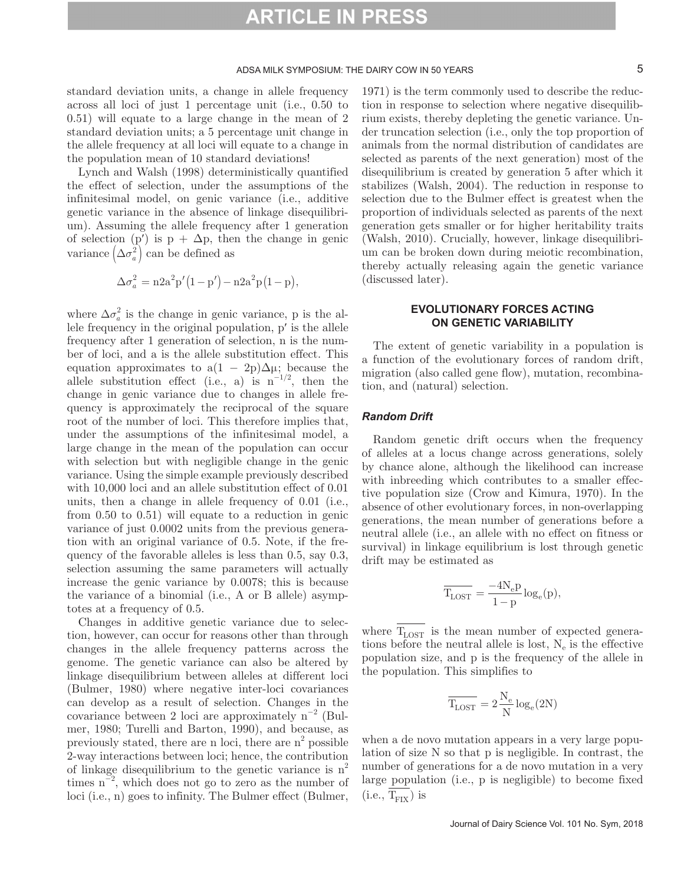standard deviation units, a change in allele frequency across all loci of just 1 percentage unit (i.e., 0.50 to 0.51) will equate to a large change in the mean of 2 standard deviation units; a 5 percentage unit change in the allele frequency at all loci will equate to a change in the population mean of 10 standard deviations!

Lynch and Walsh (1998) deterministically quantified the effect of selection, under the assumptions of the infinitesimal model, on genic variance (i.e., additive genetic variance in the absence of linkage disequilibrium). Assuming the allele frequency after 1 generation of selection ($p'$) is $p + \Delta p$, then the change in genic variance $\left(\Delta\sigma_a^2\right)$ can be defined as

$$\Delta\sigma_a^2 = n2a^2p'(1-p') - n2a^2p(1-p),$$

where $\Delta\sigma_a^2$ is the change in genic variance, p is the allele frequency in the original population, $p'$ is the allele frequency after 1 generation of selection, n is the number of loci, and a is the allele substitution effect. This equation approximates to $a(1 - 2p)\Delta\mu$; because the allele substitution effect (i.e., a) is $n^{-1/2}$, then the change in genic variance due to changes in allele frequency is approximately the reciprocal of the square root of the number of loci. This therefore implies that, under the assumptions of the infinitesimal model, a large change in the mean of the population can occur with selection but with negligible change in the genic variance. Using the simple example previously described with 10,000 loci and an allele substitution effect of 0.01 units, then a change in allele frequency of 0.01 (i.e., from 0.50 to 0.51) will equate to a reduction in genic variance of just 0.0002 units from the previous generation with an original variance of 0.5. Note, if the frequency of the favorable alleles is less than 0.5, say 0.3, selection assuming the same parameters will actually increase the genic variance by 0.0078; this is because the variance of a binomial (i.e., A or B allele) asymptotes at a frequency of 0.5.

Changes in additive genetic variance due to selection, however, can occur for reasons other than through changes in the allele frequency patterns across the genome. The genetic variance can also be altered by linkage disequilibrium between alleles at different loci (Bulmer, 1980) where negative inter-loci covariances can develop as a result of selection. Changes in the covariance between 2 loci are approximately $n^{-2}$ (Bulmer, 1980; Turelli and Barton, 1990), and because, as previously stated, there are n loci, there are $n^2$ possible 2-way interactions between loci; hence, the contribution of linkage disequilibrium to the genetic variance is $n^2$ times $n^{-2}$, which does not go to zero as the number of loci (i.e., n) goes to infinity. The Bulmer effect (Bulmer, 1971) is the term commonly used to describe the reduction in response to selection where negative disequilibrium exists, thereby depleting the genetic variance. Under truncation selection (i.e., only the top proportion of animals from the normal distribution of candidates are selected as parents of the next generation) most of the disequilibrium is created by generation 5 after which it stabilizes (Walsh, 2004). The reduction in response to selection due to the Bulmer effect is greatest when the proportion of individuals selected as parents of the next generation gets smaller or for higher heritability traits (Walsh, 2010). Crucially, however, linkage disequilibrium can be broken down during meiotic recombination, thereby actually releasing again the genetic variance (discussed later).

## EVOLUTIONARY FORCES ACTING ON GENETIC VARIABILITY

The extent of genetic variability in a population is a function of the evolutionary forces of random drift, migration (also called gene flow), mutation, recombination, and (natural) selection.

### *Random Drift*

Random genetic drift occurs when the frequency of alleles at a locus change across generations, solely by chance alone, although the likelihood can increase with inbreeding which contributes to a smaller effective population size (Crow and Kimura, 1970). In the absence of other evolutionary forces, in non-overlapping generations, the mean number of generations before a neutral allele (i.e., an allele with no effect on fitness or survival) in linkage equilibrium is lost through genetic drift may be estimated as

$$\overline{T_{LOST}} = \frac{-4N_e p}{1-p}\log_e(p),$$

where $\overline{T_{LOST}}$ is the mean number of expected generations before the neutral allele is lost, $N_e$ is the effective population size, and p is the frequency of the allele in the population. This simplifies to

$$\overline{T_{LOST}} = 2\frac{N_e}{N}\log_e(2N)$$

when a de novo mutation appears in a very large population of size N so that p is negligible. In contrast, the number of generations for a de novo mutation in a very large population (i.e., p is negligible) to become fixed (i.e., $\overline{T_{FIX}}$) is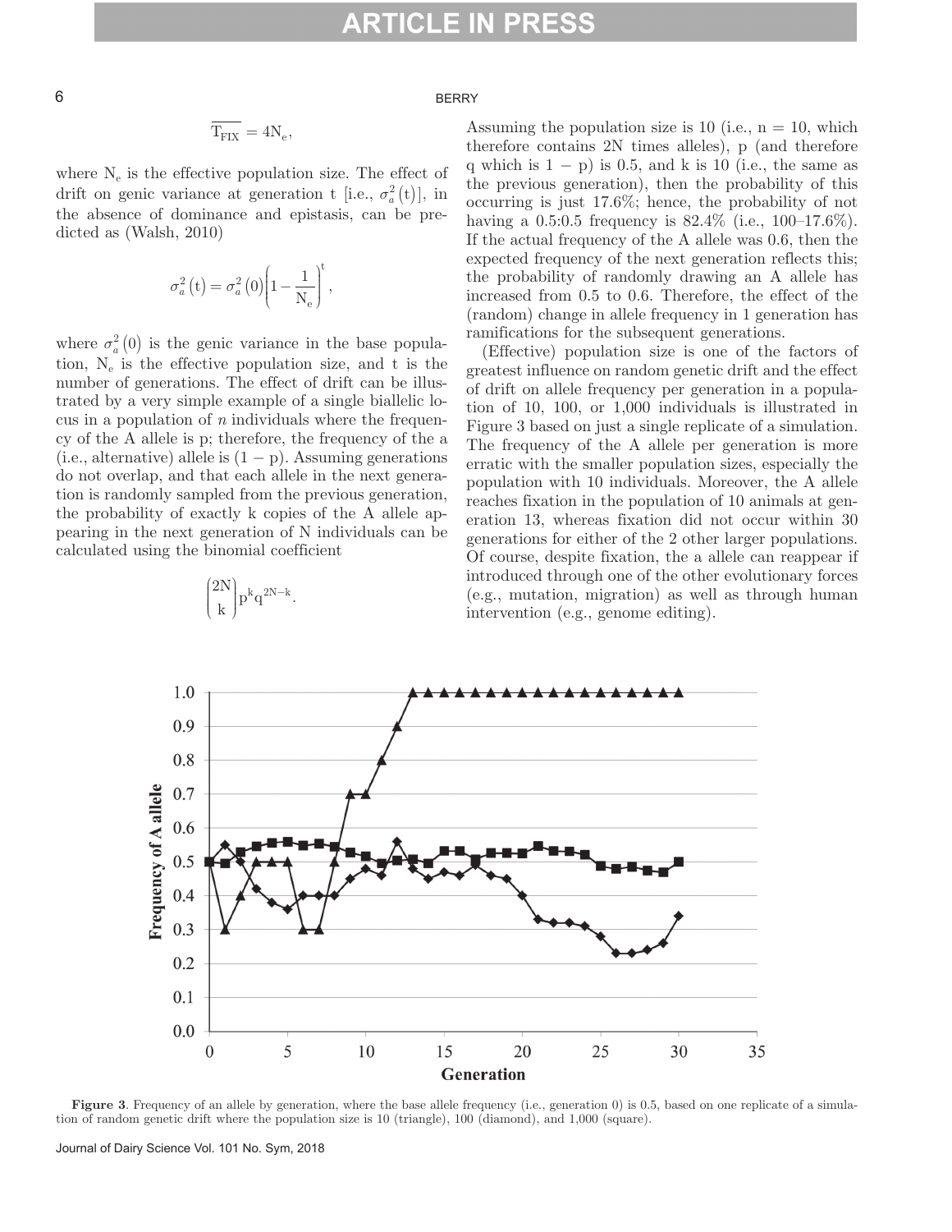$$\overline{T_{FIX}} = 4N_e,$$

where $N_e$ is the effective population size. The effect of drift on genic variance at generation t [i.e., $\sigma_a^2(t)$], in the absence of dominance and epistasis, can be predicted as (Walsh, 2010)

$$\sigma_a^2(t) = \sigma_a^2(0)\left(1 - \frac{1}{N_e}\right)^t,$$

where $\sigma_a^2(0)$ is the genic variance in the base population, $N_e$ is the effective population size, and t is the number of generations. The effect of drift can be illustrated by a very simple example of a single biallelic locus in a population of *n* individuals where the frequency of the A allele is p; therefore, the frequency of the a (i.e., alternative) allele is (1 − p). Assuming generations do not overlap, and that each allele in the next generation is randomly sampled from the previous generation, the probability of exactly k copies of the A allele appearing in the next generation of N individuals can be calculated using the binomial coefficient

$$\binom{2N}{k} p^k q^{2N-k}.$$

Assuming the population size is 10 (i.e., n = 10, which therefore contains 2N times alleles), p (and therefore q which is 1 − p) is 0.5, and k is 10 (i.e., the same as the previous generation), then the probability of this occurring is just 17.6%; hence, the probability of not having a 0.5:0.5 frequency is 82.4% (i.e., 100–17.6%). If the actual frequency of the A allele was 0.6, then the expected frequency of the next generation reflects this; the probability of randomly drawing an A allele has increased from 0.5 to 0.6. Therefore, the effect of the (random) change in allele frequency in 1 generation has ramifications for the subsequent generations.

(Effective) population size is one of the factors of greatest influence on random genetic drift and the effect of drift on allele frequency per generation in a population of 10, 100, or 1,000 individuals is illustrated in Figure 3 based on just a single replicate of a simulation. The frequency of the A allele per generation is more erratic with the smaller population sizes, especially the population with 10 individuals. Moreover, the A allele reaches fixation in the population of 10 animals at generation 13, whereas fixation did not occur within 30 generations for either of the 2 other larger populations. Of course, despite fixation, the a allele can reappear if introduced through one of the other evolutionary forces (e.g., mutation, migration) as well as through human intervention (e.g., genome editing).

**Figure 3**. Frequency of an allele by generation, where the base allele frequency (i.e., generation 0) is 0.5, based on one replicate of a simulation of random genetic drift where the population size is 10 (triangle), 100 (diamond), and 1,000 (square).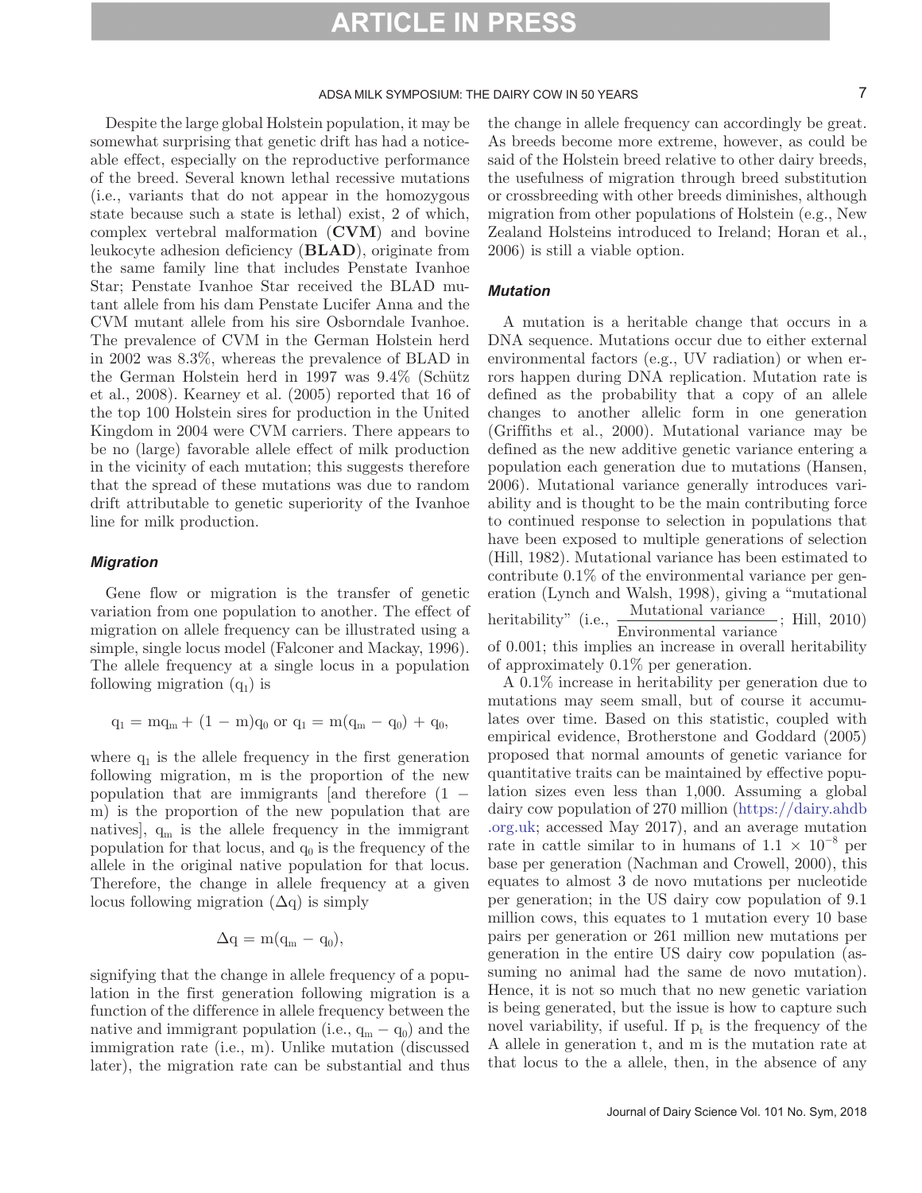Despite the large global Holstein population, it may be somewhat surprising that genetic drift has had a noticeable effect, especially on the reproductive performance of the breed. Several known lethal recessive mutations (i.e., variants that do not appear in the homozygous state because such a state is lethal) exist, 2 of which, complex vertebral malformation (**CVM**) and bovine leukocyte adhesion deficiency (**BLAD**), originate from the same family line that includes Penstate Ivanhoe Star; Penstate Ivanhoe Star received the BLAD mutant allele from his dam Penstate Lucifer Anna and the CVM mutant allele from his sire Osborndale Ivanhoe. The prevalence of CVM in the German Holstein herd in 2002 was 8.3%, whereas the prevalence of BLAD in the German Holstein herd in 1997 was 9.4% (Schütz et al., 2008). Kearney et al. (2005) reported that 16 of the top 100 Holstein sires for production in the United Kingdom in 2004 were CVM carriers. There appears to be no (large) favorable allele effect of milk production in the vicinity of each mutation; this suggests therefore that the spread of these mutations was due to random drift attributable to genetic superiority of the Ivanhoe line for milk production.

### Migration

Gene flow or migration is the transfer of genetic variation from one population to another. The effect of migration on allele frequency can be illustrated using a simple, single locus model (Falconer and Mackay, 1996). The allele frequency at a single locus in a population following migration ($q_1$) is

$$q_1 = mq_m + (1 - m)q_0 \text{ or } q_1 = m(q_m - q_0) + q_0,$$

where $q_1$ is the allele frequency in the first generation following migration, m is the proportion of the new population that are immigrants [and therefore $(1 - m)$ is the proportion of the new population that are natives], $q_m$ is the allele frequency in the immigrant population for that locus, and $q_0$ is the frequency of the allele in the original native population for that locus. Therefore, the change in allele frequency at a given locus following migration ($\Delta q$) is simply

$$\Delta q = m(q_m - q_0),$$

signifying that the change in allele frequency of a population in the first generation following migration is a function of the difference in allele frequency between the native and immigrant population (i.e., $q_m - q_0$) and the immigration rate (i.e., m). Unlike mutation (discussed later), the migration rate can be substantial and thus the change in allele frequency can accordingly be great. As breeds become more extreme, however, as could be said of the Holstein breed relative to other dairy breeds, the usefulness of migration through breed substitution or crossbreeding with other breeds diminishes, although migration from other populations of Holstein (e.g., New Zealand Holsteins introduced to Ireland; Horan et al., 2006) is still a viable option.

### Mutation

A mutation is a heritable change that occurs in a DNA sequence. Mutations occur due to either external environmental factors (e.g., UV radiation) or when errors happen during DNA replication. Mutation rate is defined as the probability that a copy of an allele changes to another allelic form in one generation (Griffiths et al., 2000). Mutational variance may be defined as the new additive genetic variance entering a population each generation due to mutations (Hansen, 2006). Mutational variance generally introduces variability and is thought to be the main contributing force to continued response to selection in populations that have been exposed to multiple generations of selection (Hill, 1982). Mutational variance has been estimated to contribute 0.1% of the environmental variance per generation (Lynch and Walsh, 1998), giving a "mutational heritability" (i.e., $\frac{\text{Mutational variance}}{\text{Environmental variance}}$; Hill, 2010) of 0.001; this implies an increase in overall heritability of approximately 0.1% per generation.

A 0.1% increase in heritability per generation due to mutations may seem small, but of course it accumulates over time. Based on this statistic, coupled with empirical evidence, Brotherstone and Goddard (2005) proposed that normal amounts of genetic variance for quantitative traits can be maintained by effective population sizes even less than 1,000. Assuming a global dairy cow population of 270 million (https://dairy.ahdb.org.uk; accessed May 2017), and an average mutation rate in cattle similar to in humans of $1.1 \times 10^{-8}$ per base per generation (Nachman and Crowell, 2000), this equates to almost 3 de novo mutations per nucleotide per generation; in the US dairy cow population of 9.1 million cows, this equates to 1 mutation every 10 base pairs per generation or 261 million new mutations per generation in the entire US dairy cow population (assuming no animal had the same de novo mutation). Hence, it is not so much that no new genetic variation is being generated, but the issue is how to capture such novel variability, if useful. If $p_t$ is the frequency of the A allele in generation t, and m is the mutation rate at that locus to the a allele, then, in the absence of any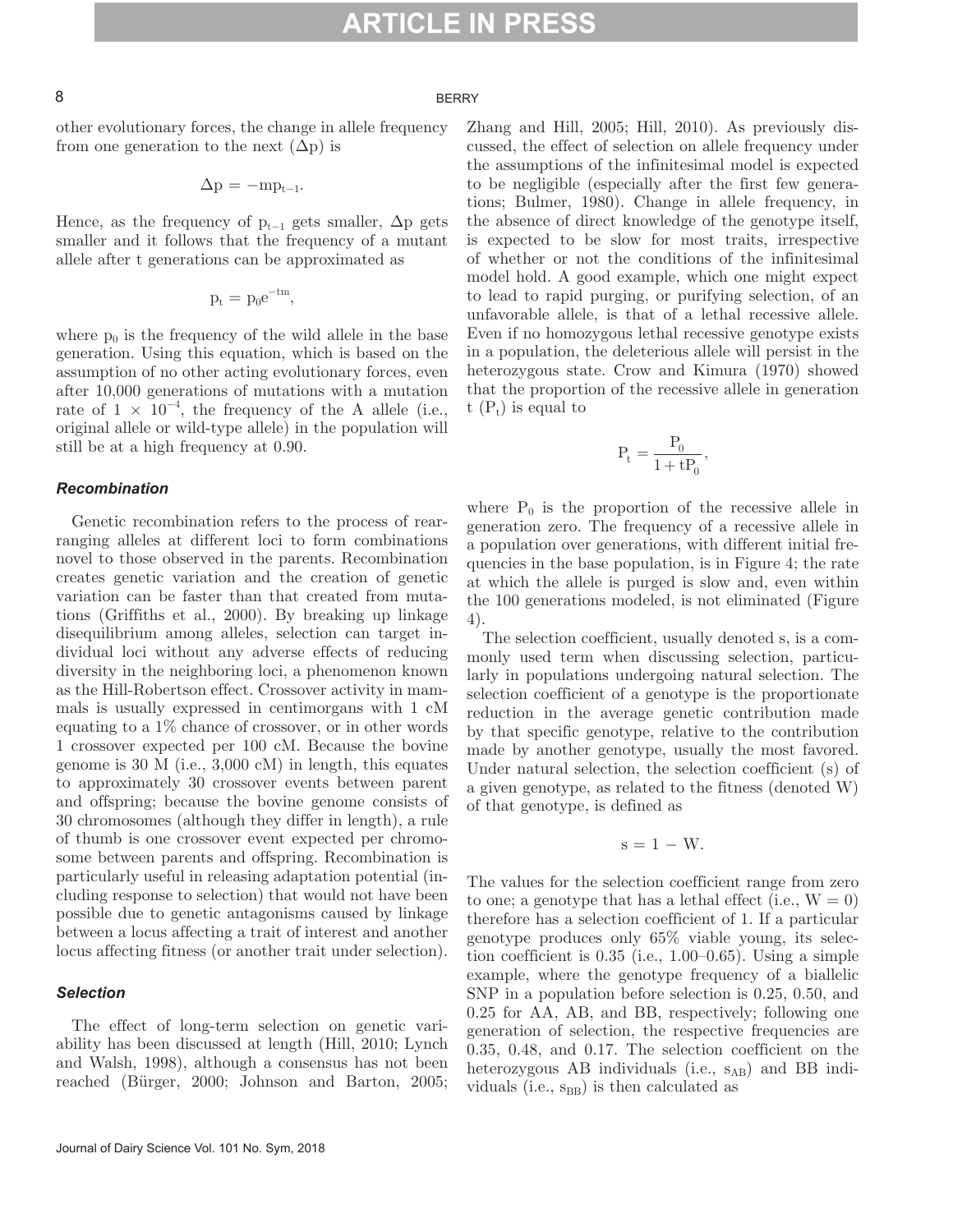other evolutionary forces, the change in allele frequency from one generation to the next ($\Delta p$) is

$$\Delta p = -mp_{t-1}.$$

Hence, as the frequency of $p_{t-1}$ gets smaller, $\Delta p$ gets smaller and it follows that the frequency of a mutant allele after t generations can be approximated as

$$p_t = p_0 e^{-tm},$$

where $p_0$ is the frequency of the wild allele in the base generation. Using this equation, which is based on the assumption of no other acting evolutionary forces, even after 10,000 generations of mutations with a mutation rate of $1 \times 10^{-4}$, the frequency of the A allele (i.e., original allele or wild-type allele) in the population will still be at a high frequency at 0.90.

### *Recombination*

Genetic recombination refers to the process of rearranging alleles at different loci to form combinations novel to those observed in the parents. Recombination creates genetic variation and the creation of genetic variation can be faster than that created from mutations (Griffiths et al., 2000). By breaking up linkage disequilibrium among alleles, selection can target individual loci without any adverse effects of reducing diversity in the neighboring loci, a phenomenon known as the Hill-Robertson effect. Crossover activity in mammals is usually expressed in centimorgans with 1 cM equating to a 1% chance of crossover, or in other words 1 crossover expected per 100 cM. Because the bovine genome is 30 M (i.e., 3,000 cM) in length, this equates to approximately 30 crossover events between parent and offspring; because the bovine genome consists of 30 chromosomes (although they differ in length), a rule of thumb is one crossover event expected per chromosome between parents and offspring. Recombination is particularly useful in releasing adaptation potential (including response to selection) that would not have been possible due to genetic antagonisms caused by linkage between a locus affecting a trait of interest and another locus affecting fitness (or another trait under selection).

### *Selection*

The effect of long-term selection on genetic variability has been discussed at length (Hill, 2010; Lynch and Walsh, 1998), although a consensus has not been reached (Bürger, 2000; Johnson and Barton, 2005; Zhang and Hill, 2005; Hill, 2010). As previously discussed, the effect of selection on allele frequency under the assumptions of the infinitesimal model is expected to be negligible (especially after the first few generations; Bulmer, 1980). Change in allele frequency, in the absence of direct knowledge of the genotype itself, is expected to be slow for most traits, irrespective of whether or not the conditions of the infinitesimal model hold. A good example, which one might expect to lead to rapid purging, or purifying selection, of an unfavorable allele, is that of a lethal recessive allele. Even if no homozygous lethal recessive genotype exists in a population, the deleterious allele will persist in the heterozygous state. Crow and Kimura (1970) showed that the proportion of the recessive allele in generation t ($P_t$) is equal to

$$P_t = \frac{P_0}{1 + tP_0},$$

where $P_0$ is the proportion of the recessive allele in generation zero. The frequency of a recessive allele in a population over generations, with different initial frequencies in the base population, is in Figure 4; the rate at which the allele is purged is slow and, even within the 100 generations modeled, is not eliminated (Figure 4).

The selection coefficient, usually denoted s, is a commonly used term when discussing selection, particularly in populations undergoing natural selection. The selection coefficient of a genotype is the proportionate reduction in the average genetic contribution made by that specific genotype, relative to the contribution made by another genotype, usually the most favored. Under natural selection, the selection coefficient (s) of a given genotype, as related to the fitness (denoted W) of that genotype, is defined as

$$s = 1 - W.$$

The values for the selection coefficient range from zero to one; a genotype that has a lethal effect (i.e., $W = 0$) therefore has a selection coefficient of 1. If a particular genotype produces only 65% viable young, its selection coefficient is 0.35 (i.e., 1.00–0.65). Using a simple example, where the genotype frequency of a biallelic SNP in a population before selection is 0.25, 0.50, and 0.25 for AA, AB, and BB, respectively; following one generation of selection, the respective frequencies are 0.35, 0.48, and 0.17. The selection coefficient on the heterozygous AB individuals (i.e., $s_{AB}$) and BB individuals (i.e., $s_{BB}$) is then calculated as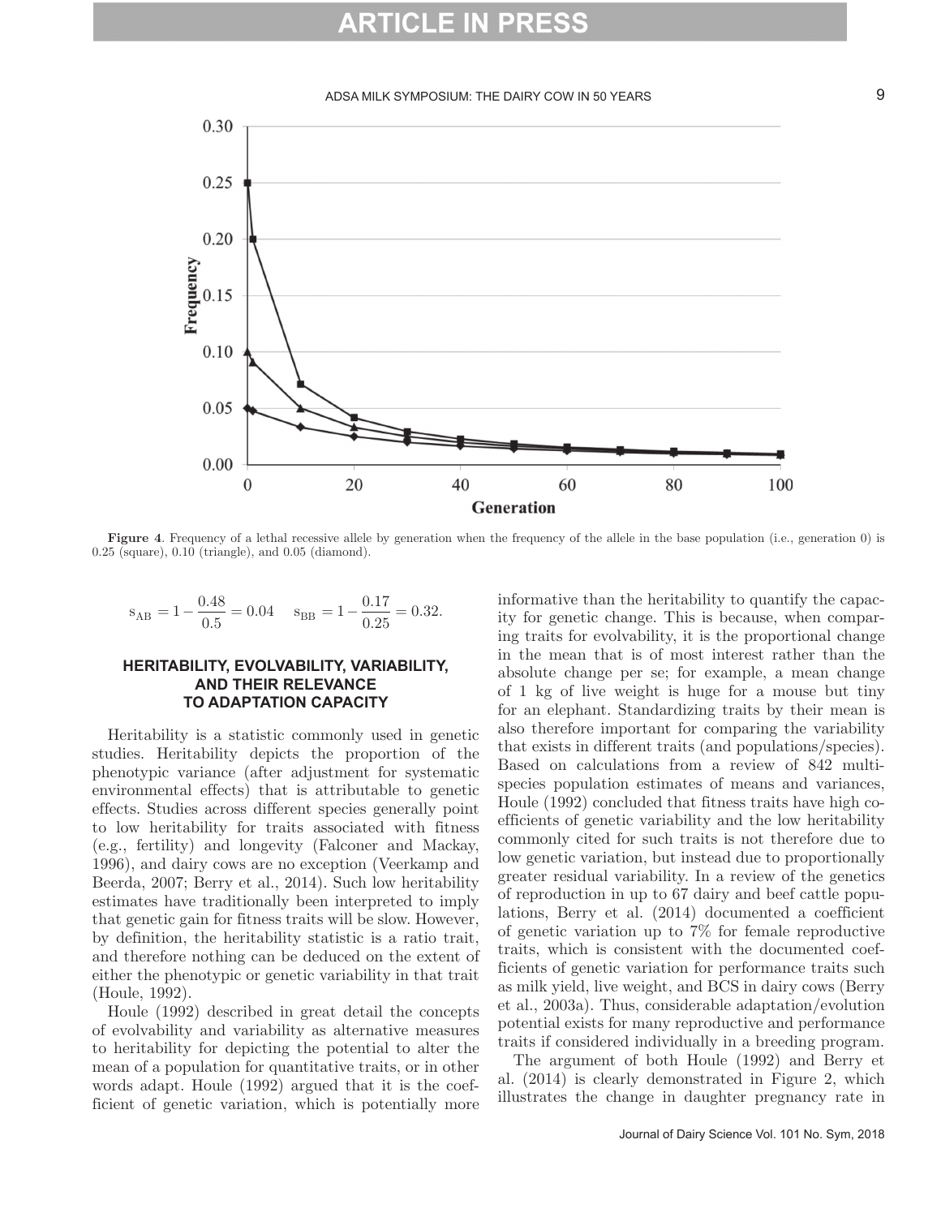Figure 4. Frequency of a lethal recessive allele by generation when the frequency of the allele in the base population (i.e., generation 0) is 0.25 (square), 0.10 (triangle), and 0.05 (diamond).

$$s_{AB} = 1 - \frac{0.48}{0.5} = 0.04 \quad s_{BB} = 1 - \frac{0.17}{0.25} = 0.32.$$

## HERITABILITY, EVOLVABILITY, VARIABILITY, AND THEIR RELEVANCE TO ADAPTATION CAPACITY

Heritability is a statistic commonly used in genetic studies. Heritability depicts the proportion of the phenotypic variance (after adjustment for systematic environmental effects) that is attributable to genetic effects. Studies across different species generally point to low heritability for traits associated with fitness (e.g., fertility) and longevity (Falconer and Mackay, 1996), and dairy cows are no exception (Veerkamp and Beerda, 2007; Berry et al., 2014). Such low heritability estimates have traditionally been interpreted to imply that genetic gain for fitness traits will be slow. However, by definition, the heritability statistic is a ratio trait, and therefore nothing can be deduced on the extent of either the phenotypic or genetic variability in that trait (Houle, 1992).

Houle (1992) described in great detail the concepts of evolvability and variability as alternative measures to heritability for depicting the potential to alter the mean of a population for quantitative traits, or in other words adapt. Houle (1992) argued that it is the coefficient of genetic variation, which is potentially more informative than the heritability to quantify the capacity for genetic change. This is because, when comparing traits for evolvability, it is the proportional change in the mean that is of most interest rather than the absolute change per se; for example, a mean change of 1 kg of live weight is huge for a mouse but tiny for an elephant. Standardizing traits by their mean is also therefore important for comparing the variability that exists in different traits (and populations/species). Based on calculations from a review of 842 multispecies population estimates of means and variances, Houle (1992) concluded that fitness traits have high coefficients of genetic variability and the low heritability commonly cited for such traits is not therefore due to low genetic variation, but instead due to proportionally greater residual variability. In a review of the genetics of reproduction in up to 67 dairy and beef cattle populations, Berry et al. (2014) documented a coefficient of genetic variation up to 7% for female reproductive traits, which is consistent with the documented coefficients of genetic variation for performance traits such as milk yield, live weight, and BCS in dairy cows (Berry et al., 2003a). Thus, considerable adaptation/evolution potential exists for many reproductive and performance traits if considered individually in a breeding program.

The argument of both Houle (1992) and Berry et al. (2014) is clearly demonstrated in Figure 2, which illustrates the change in daughter pregnancy rate in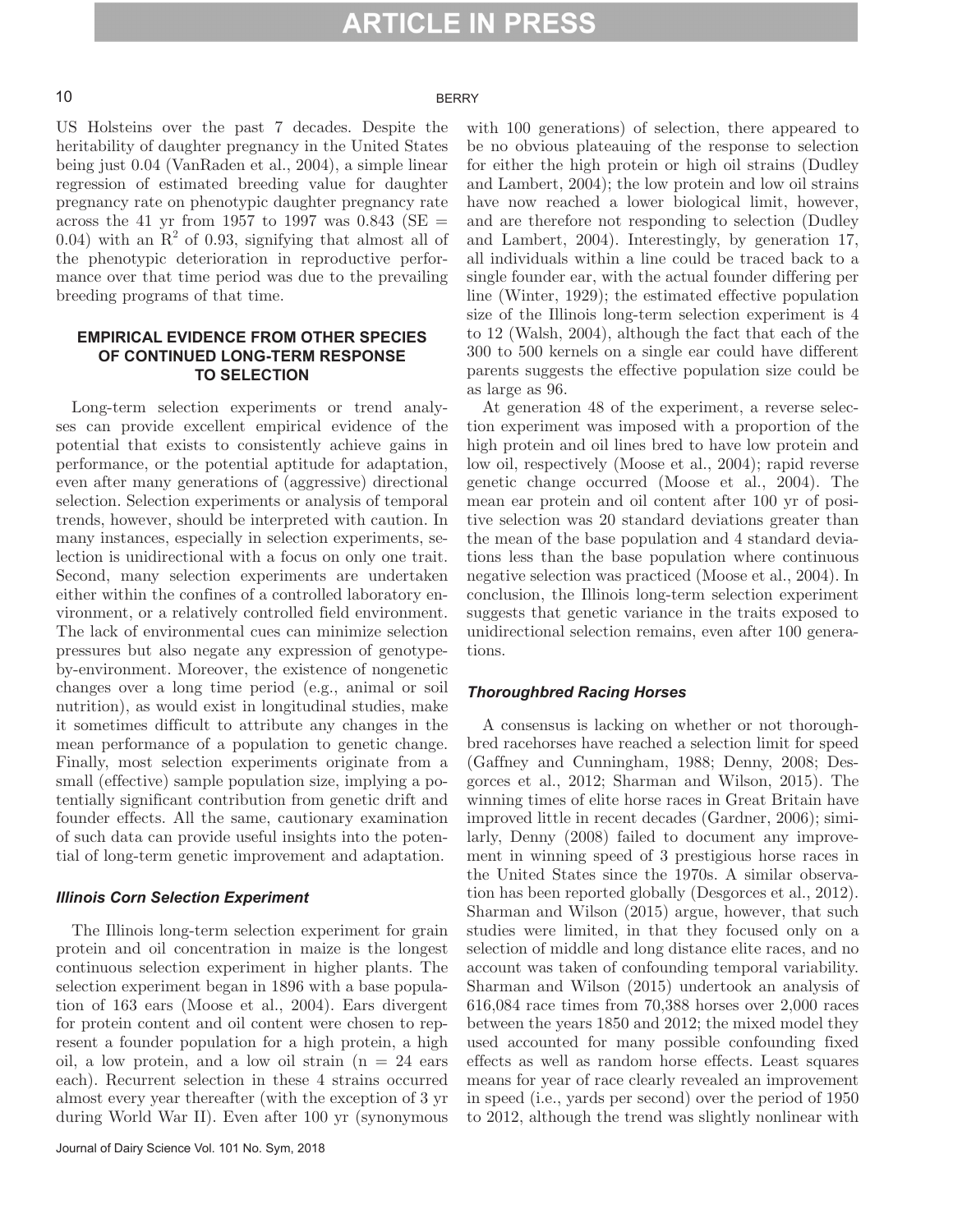US Holsteins over the past 7 decades. Despite the heritability of daughter pregnancy in the United States being just 0.04 (VanRaden et al., 2004), a simple linear regression of estimated breeding value for daughter pregnancy rate on phenotypic daughter pregnancy rate across the 41 yr from 1957 to 1997 was 0.843 (SE = 0.04) with an $R^2$ of 0.93, signifying that almost all of the phenotypic deterioration in reproductive performance over that time period was due to the prevailing breeding programs of that time.

## EMPIRICAL EVIDENCE FROM OTHER SPECIES OF CONTINUED LONG-TERM RESPONSE TO SELECTION

Long-term selection experiments or trend analyses can provide excellent empirical evidence of the potential that exists to consistently achieve gains in performance, or the potential aptitude for adaptation, even after many generations of (aggressive) directional selection. Selection experiments or analysis of temporal trends, however, should be interpreted with caution. In many instances, especially in selection experiments, selection is unidirectional with a focus on only one trait. Second, many selection experiments are undertaken either within the confines of a controlled laboratory environment, or a relatively controlled field environment. The lack of environmental cues can minimize selection pressures but also negate any expression of genotype-by-environment. Moreover, the existence of nongenetic changes over a long time period (e.g., animal or soil nutrition), as would exist in longitudinal studies, make it sometimes difficult to attribute any changes in the mean performance of a population to genetic change. Finally, most selection experiments originate from a small (effective) sample population size, implying a potentially significant contribution from genetic drift and founder effects. All the same, cautionary examination of such data can provide useful insights into the potential of long-term genetic improvement and adaptation.

### *Illinois Corn Selection Experiment*

The Illinois long-term selection experiment for grain protein and oil concentration in maize is the longest continuous selection experiment in higher plants. The selection experiment began in 1896 with a base population of 163 ears (Moose et al., 2004). Ears divergent for protein content and oil content were chosen to represent a founder population for a high protein, a high oil, a low protein, and a low oil strain (n = 24 ears each). Recurrent selection in these 4 strains occurred almost every year thereafter (with the exception of 3 yr during World War II). Even after 100 yr (synonymous with 100 generations) of selection, there appeared to be no obvious plateauing of the response to selection for either the high protein or high oil strains (Dudley and Lambert, 2004); the low protein and low oil strains have now reached a lower biological limit, however, and are therefore not responding to selection (Dudley and Lambert, 2004). Interestingly, by generation 17, all individuals within a line could be traced back to a single founder ear, with the actual founder differing per line (Winter, 1929); the estimated effective population size of the Illinois long-term selection experiment is 4 to 12 (Walsh, 2004), although the fact that each of the 300 to 500 kernels on a single ear could have different parents suggests the effective population size could be as large as 96.

At generation 48 of the experiment, a reverse selection experiment was imposed with a proportion of the high protein and oil lines bred to have low protein and low oil, respectively (Moose et al., 2004); rapid reverse genetic change occurred (Moose et al., 2004). The mean ear protein and oil content after 100 yr of positive selection was 20 standard deviations greater than the mean of the base population and 4 standard deviations less than the base population where continuous negative selection was practiced (Moose et al., 2004). In conclusion, the Illinois long-term selection experiment suggests that genetic variance in the traits exposed to unidirectional selection remains, even after 100 generations.

### *Thoroughbred Racing Horses*

A consensus is lacking on whether or not thoroughbred racehorses have reached a selection limit for speed (Gaffney and Cunningham, 1988; Denny, 2008; Desgorces et al., 2012; Sharman and Wilson, 2015). The winning times of elite horse races in Great Britain have improved little in recent decades (Gardner, 2006); similarly, Denny (2008) failed to document any improvement in winning speed of 3 prestigious horse races in the United States since the 1970s. A similar observation has been reported globally (Desgorces et al., 2012). Sharman and Wilson (2015) argue, however, that such studies were limited, in that they focused only on a selection of middle and long distance elite races, and no account was taken of confounding temporal variability. Sharman and Wilson (2015) undertook an analysis of 616,084 race times from 70,388 horses over 2,000 races between the years 1850 and 2012; the mixed model they used accounted for many possible confounding fixed effects as well as random horse effects. Least squares means for year of race clearly revealed an improvement in speed (i.e., yards per second) over the period of 1950 to 2012, although the trend was slightly nonlinear with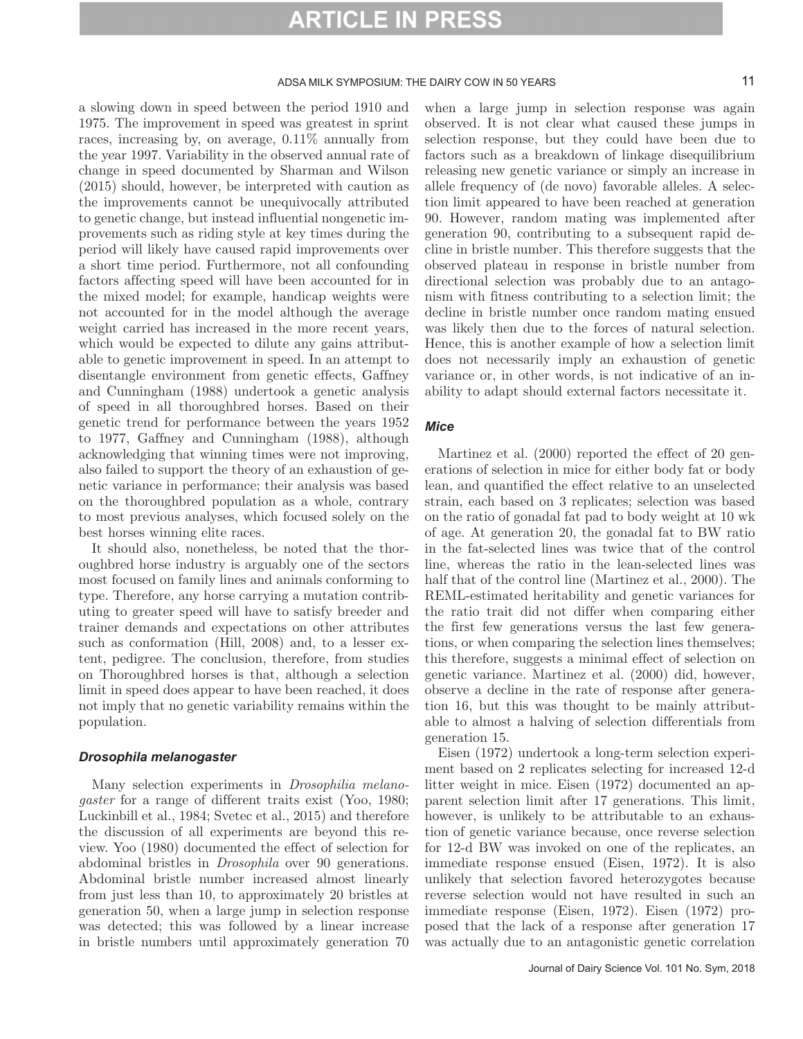a slowing down in speed between the period 1910 and 1975. The improvement in speed was greatest in sprint races, increasing by, on average, 0.11% annually from the year 1997. Variability in the observed annual rate of change in speed documented by Sharman and Wilson (2015) should, however, be interpreted with caution as the improvements cannot be unequivocally attributed to genetic change, but instead influential nongenetic improvements such as riding style at key times during the period will likely have caused rapid improvements over a short time period. Furthermore, not all confounding factors affecting speed will have been accounted for in the mixed model; for example, handicap weights were not accounted for in the model although the average weight carried has increased in the more recent years, which would be expected to dilute any gains attributable to genetic improvement in speed. In an attempt to disentangle environment from genetic effects, Gaffney and Cunningham (1988) undertook a genetic analysis of speed in all thoroughbred horses. Based on their genetic trend for performance between the years 1952 to 1977, Gaffney and Cunningham (1988), although acknowledging that winning times were not improving, also failed to support the theory of an exhaustion of genetic variance in performance; their analysis was based on the thoroughbred population as a whole, contrary to most previous analyses, which focused solely on the best horses winning elite races.

It should also, nonetheless, be noted that the thoroughbred horse industry is arguably one of the sectors most focused on family lines and animals conforming to type. Therefore, any horse carrying a mutation contributing to greater speed will have to satisfy breeder and trainer demands and expectations on other attributes such as conformation (Hill, 2008) and, to a lesser extent, pedigree. The conclusion, therefore, from studies on Thoroughbred horses is that, although a selection limit in speed does appear to have been reached, it does not imply that no genetic variability remains within the population.

### *Drosophila melanogaster*

Many selection experiments in *Drosophilia melanogaster* for a range of different traits exist (Yoo, 1980; Luckinbill et al., 1984; Svetec et al., 2015) and therefore the discussion of all experiments are beyond this review. Yoo (1980) documented the effect of selection for abdominal bristles in *Drosophila* over 90 generations. Abdominal bristle number increased almost linearly from just less than 10, to approximately 20 bristles at generation 50, when a large jump in selection response was detected; this was followed by a linear increase in bristle numbers until approximately generation 70 when a large jump in selection response was again observed. It is not clear what caused these jumps in selection response, but they could have been due to factors such as a breakdown of linkage disequilibrium releasing new genetic variance or simply an increase in allele frequency of (de novo) favorable alleles. A selection limit appeared to have been reached at generation 90. However, random mating was implemented after generation 90, contributing to a subsequent rapid decline in bristle number. This therefore suggests that the observed plateau in response in bristle number from directional selection was probably due to an antagonism with fitness contributing to a selection limit; the decline in bristle number once random mating ensued was likely then due to the forces of natural selection. Hence, this is another example of how a selection limit does not necessarily imply an exhaustion of genetic variance or, in other words, is not indicative of an inability to adapt should external factors necessitate it.

### *Mice*

Martinez et al. (2000) reported the effect of 20 generations of selection in mice for either body fat or body lean, and quantified the effect relative to an unselected strain, each based on 3 replicates; selection was based on the ratio of gonadal fat pad to body weight at 10 wk of age. At generation 20, the gonadal fat to BW ratio in the fat-selected lines was twice that of the control line, whereas the ratio in the lean-selected lines was half that of the control line (Martinez et al., 2000). The REML-estimated heritability and genetic variances for the ratio trait did not differ when comparing either the first few generations versus the last few generations, or when comparing the selection lines themselves; this therefore, suggests a minimal effect of selection on genetic variance. Martinez et al. (2000) did, however, observe a decline in the rate of response after generation 16, but this was thought to be mainly attributable to almost a halving of selection differentials from generation 15.

Eisen (1972) undertook a long-term selection experiment based on 2 replicates selecting for increased 12-d litter weight in mice. Eisen (1972) documented an apparent selection limit after 17 generations. This limit, however, is unlikely to be attributable to an exhaustion of genetic variance because, once reverse selection for 12-d BW was invoked on one of the replicates, an immediate response ensued (Eisen, 1972). It is also unlikely that selection favored heterozygotes because reverse selection would not have resulted in such an immediate response (Eisen, 1972). Eisen (1972) proposed that the lack of a response after generation 17 was actually due to an antagonistic genetic correlation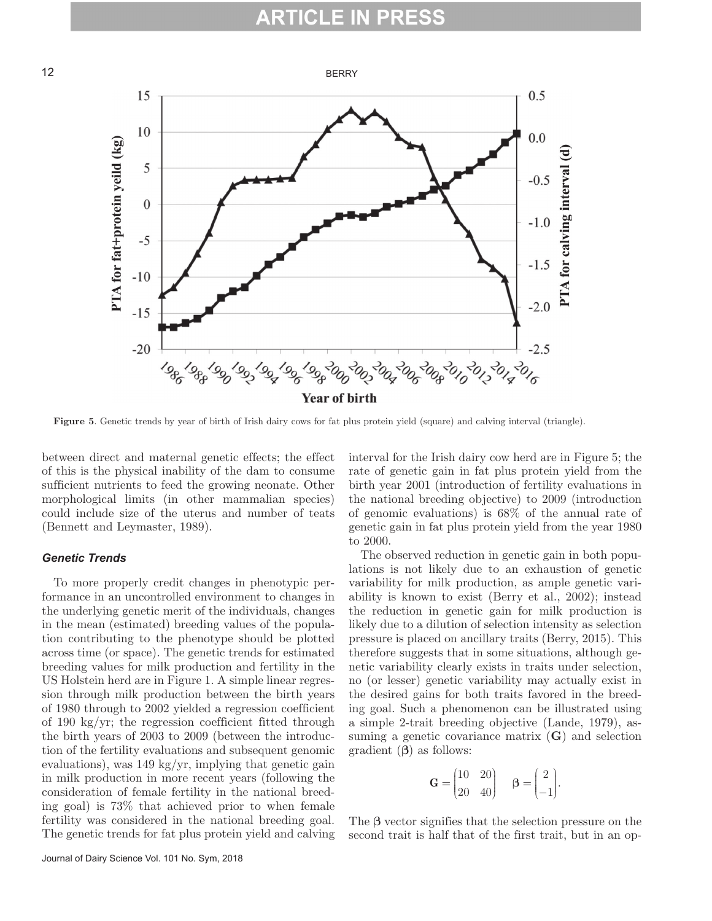Figure 5. Genetic trends by year of birth of Irish dairy cows for fat plus protein yield (square) and calving interval (triangle).

between direct and maternal genetic effects; the effect of this is the physical inability of the dam to consume sufficient nutrients to feed the growing neonate. Other morphological limits (in other mammalian species) could include size of the uterus and number of teats (Bennett and Leymaster, 1989).

### Genetic Trends

To more properly credit changes in phenotypic performance in an uncontrolled environment to changes in the underlying genetic merit of the individuals, changes in the mean (estimated) breeding values of the population contributing to the phenotype should be plotted across time (or space). The genetic trends for estimated breeding values for milk production and fertility in the US Holstein herd are in Figure 1. A simple linear regression through milk production between the birth years of 1980 through to 2002 yielded a regression coefficient of 190 kg/yr; the regression coefficient fitted through the birth years of 2003 to 2009 (between the introduction of the fertility evaluations and subsequent genomic evaluations), was 149 kg/yr, implying that genetic gain in milk production in more recent years (following the consideration of female fertility in the national breeding goal) is 73% that achieved prior to when female fertility was considered in the national breeding goal. The genetic trends for fat plus protein yield and calving interval for the Irish dairy cow herd are in Figure 5; the rate of genetic gain in fat plus protein yield from the birth year 2001 (introduction of fertility evaluations in the national breeding objective) to 2009 (introduction of genomic evaluations) is 68% of the annual rate of genetic gain in fat plus protein yield from the year 1980 to 2000.

The observed reduction in genetic gain in both populations is not likely due to an exhaustion of genetic variability for milk production, as ample genetic variability is known to exist (Berry et al., 2002); instead the reduction in genetic gain for milk production is likely due to a dilution of selection intensity as selection pressure is placed on ancillary traits (Berry, 2015). This therefore suggests that in some situations, although genetic variability clearly exists in traits under selection, no (or lesser) genetic variability may actually exist in the desired gains for both traits favored in the breeding goal. Such a phenomenon can be illustrated using a simple 2-trait breeding objective (Lande, 1979), assuming a genetic covariance matrix (**G**) and selection gradient (**β**) as follows:

$$\mathbf{G} = \begin{pmatrix} 10 & 20 \\ 20 & 40 \end{pmatrix} \quad \boldsymbol{\beta} = \begin{pmatrix} 2 \\ -1 \end{pmatrix}.$$

The **β** vector signifies that the selection pressure on the second trait is half that of the first trait, but in an op-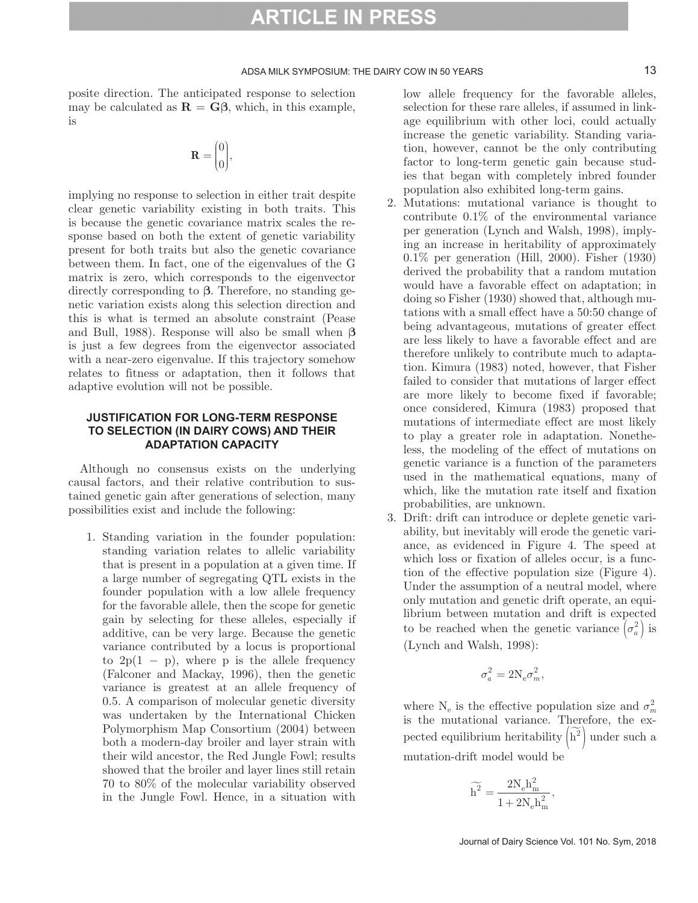posite direction. The anticipated response to selection may be calculated as $\mathbf{R} = \mathbf{G}\boldsymbol{\beta}$, which, in this example, is

$$\mathbf{R} = \begin{pmatrix} 0 \\ 0 \end{pmatrix},$$

implying no response to selection in either trait despite clear genetic variability existing in both traits. This is because the genetic covariance matrix scales the response based on both the extent of genetic variability present for both traits but also the genetic covariance between them. In fact, one of the eigenvalues of the G matrix is zero, which corresponds to the eigenvector directly corresponding to $\boldsymbol{\beta}$. Therefore, no standing genetic variation exists along this selection direction and this is what is termed an absolute constraint (Pease and Bull, 1988). Response will also be small when $\boldsymbol{\beta}$ is just a few degrees from the eigenvector associated with a near-zero eigenvalue. If this trajectory somehow relates to fitness or adaptation, then it follows that adaptive evolution will not be possible.

## JUSTIFICATION FOR LONG-TERM RESPONSE TO SELECTION (IN DAIRY COWS) AND THEIR ADAPTATION CAPACITY

Although no consensus exists on the underlying causal factors, and their relative contribution to sustained genetic gain after generations of selection, many possibilities exist and include the following:

1. Standing variation in the founder population: standing variation relates to allelic variability that is present in a population at a given time. If a large number of segregating QTL exists in the founder population with a low allele frequency for the favorable allele, then the scope for genetic gain by selecting for these alleles, especially if additive, can be very large. Because the genetic variance contributed by a locus is proportional to $2p(1 - p)$, where p is the allele frequency (Falconer and Mackay, 1996), then the genetic variance is greatest at an allele frequency of 0.5. A comparison of molecular genetic diversity was undertaken by the International Chicken Polymorphism Map Consortium (2004) between both a modern-day broiler and layer strain with their wild ancestor, the Red Jungle Fowl; results showed that the broiler and layer lines still retain 70 to 80% of the molecular variability observed in the Jungle Fowl. Hence, in a situation with low allele frequency for the favorable alleles, selection for these rare alleles, if assumed in linkage equilibrium with other loci, could actually increase the genetic variability. Standing variation, however, cannot be the only contributing factor to long-term genetic gain because studies that began with completely inbred founder population also exhibited long-term gains.
2. Mutations: mutational variance is thought to contribute 0.1% of the environmental variance per generation (Lynch and Walsh, 1998), implying an increase in heritability of approximately 0.1% per generation (Hill, 2000). Fisher (1930) derived the probability that a random mutation would have a favorable effect on adaptation; in doing so Fisher (1930) showed that, although mutations with a small effect have a 50:50 change of being advantageous, mutations of greater effect are less likely to have a favorable effect and are therefore unlikely to contribute much to adaptation. Kimura (1983) noted, however, that Fisher failed to consider that mutations of larger effect are more likely to become fixed if favorable; once considered, Kimura (1983) proposed that mutations of intermediate effect are most likely to play a greater role in adaptation. Nonetheless, the modeling of the effect of mutations on genetic variance is a function of the parameters used in the mathematical equations, many of which, like the mutation rate itself and fixation probabilities, are unknown.
3. Drift: drift can introduce or deplete genetic variability, but inevitably will erode the genetic variance, as evidenced in Figure 4. The speed at which loss or fixation of alleles occur, is a function of the effective population size (Figure 4). Under the assumption of a neutral model, where only mutation and genetic drift operate, an equilibrium between mutation and drift is expected to be reached when the genetic variance $\left(\sigma_a^2\right)$ is (Lynch and Walsh, 1998):

$$\sigma_a^2 = 2N_e\sigma_m^2,$$

where $N_e$ is the effective population size and $\sigma_m^2$ is the mutational variance. Therefore, the expected equilibrium heritability $\left(\widetilde{h^2}\right)$ under such a mutation-drift model would be

$$\widetilde{h^2} = \frac{2N_e h_m^2}{1 + 2N_e h_m^2},$$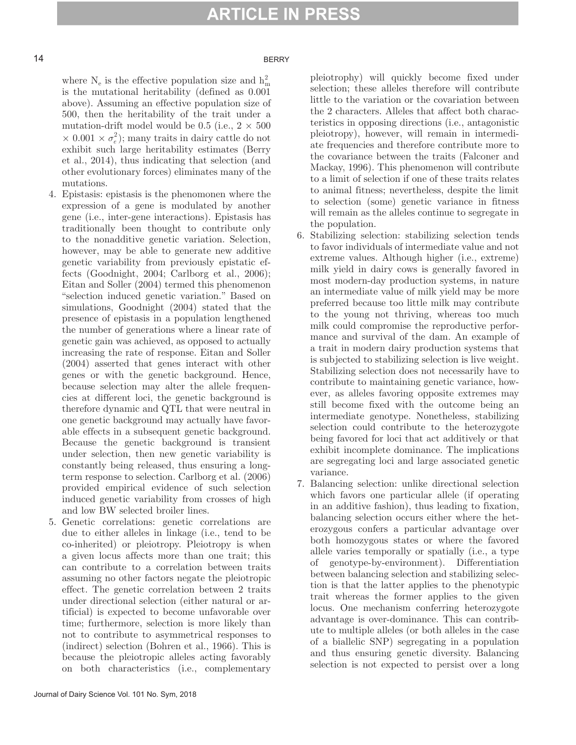where $N_e$ is the effective population size and $h_m^2$ is the mutational heritability (defined as 0.001 above). Assuming an effective population size of 500, then the heritability of the trait under a mutation-drift model would be 0.5 (i.e., $2 \times 500 \times 0.001 \times \sigma_e^2$); many traits in dairy cattle do not exhibit such large heritability estimates (Berry et al., 2014), thus indicating that selection (and other evolutionary forces) eliminates many of the mutations.

4. Epistasis: epistasis is the phenomonen where the expression of a gene is modulated by another gene (i.e., inter-gene interactions). Epistasis has traditionally been thought to contribute only to the nonadditive genetic variation. Selection, however, may be able to generate new additive genetic variability from previously epistatic effects (Goodnight, 2004; Carlborg et al., 2006); Eitan and Soller (2004) termed this phenomenon "selection induced genetic variation." Based on simulations, Goodnight (2004) stated that the presence of epistasis in a population lengthened the number of generations where a linear rate of genetic gain was achieved, as opposed to actually increasing the rate of response. Eitan and Soller (2004) asserted that genes interact with other genes or with the genetic background. Hence, because selection may alter the allele frequencies at different loci, the genetic background is therefore dynamic and QTL that were neutral in one genetic background may actually have favorable effects in a subsequent genetic background. Because the genetic background is transient under selection, then new genetic variability is constantly being released, thus ensuring a long-term response to selection. Carlborg et al. (2006) provided empirical evidence of such selection induced genetic variability from crosses of high and low BW selected broiler lines.
5. Genetic correlations: genetic correlations are due to either alleles in linkage (i.e., tend to be co-inherited) or pleiotropy. Pleiotropy is when a given locus affects more than one trait; this can contribute to a correlation between traits assuming no other factors negate the pleiotropic effect. The genetic correlation between 2 traits under directional selection (either natural or artificial) is expected to become unfavorable over time; furthermore, selection is more likely than not to contribute to asymmetrical responses to (indirect) selection (Bohren et al., 1966). This is because the pleiotropic alleles acting favorably on both characteristics (i.e., complementary pleiotrophy) will quickly become fixed under selection; these alleles therefore will contribute little to the variation or the covariation between the 2 characters. Alleles that affect both characteristics in opposing directions (i.e., antagonistic pleiotropy), however, will remain in intermediate frequencies and therefore contribute more to the covariance between the traits (Falconer and Mackay, 1996). This phenomenon will contribute to a limit of selection if one of these traits relates to animal fitness; nevertheless, despite the limit to selection (some) genetic variance in fitness will remain as the alleles continue to segregate in the population.
6. Stabilizing selection: stabilizing selection tends to favor individuals of intermediate value and not extreme values. Although higher (i.e., extreme) milk yield in dairy cows is generally favored in most modern-day production systems, in nature an intermediate value of milk yield may be more preferred because too little milk may contribute to the young not thriving, whereas too much milk could compromise the reproductive performance and survival of the dam. An example of a trait in modern dairy production systems that is subjected to stabilizing selection is live weight. Stabilizing selection does not necessarily have to contribute to maintaining genetic variance, however, as alleles favoring opposite extremes may still become fixed with the outcome being an intermediate genotype. Nonetheless, stabilizing selection could contribute to the heterozygote being favored for loci that act additively or that exhibit incomplete dominance. The implications are segregating loci and large associated genetic variance.
7. Balancing selection: unlike directional selection which favors one particular allele (if operating in an additive fashion), thus leading to fixation, balancing selection occurs either where the heterozygous confers a particular advantage over both homozygous states or where the favored allele varies temporally or spatially (i.e., a type of genotype-by-environment). Differentiation between balancing selection and stabilizing selection is that the latter applies to the phenotypic trait whereas the former applies to the given locus. One mechanism conferring heterozygote advantage is over-dominance. This can contribute to multiple alleles (or both alleles in the case of a biallelic SNP) segregating in a population and thus ensuring genetic diversity. Balancing selection is not expected to persist over a long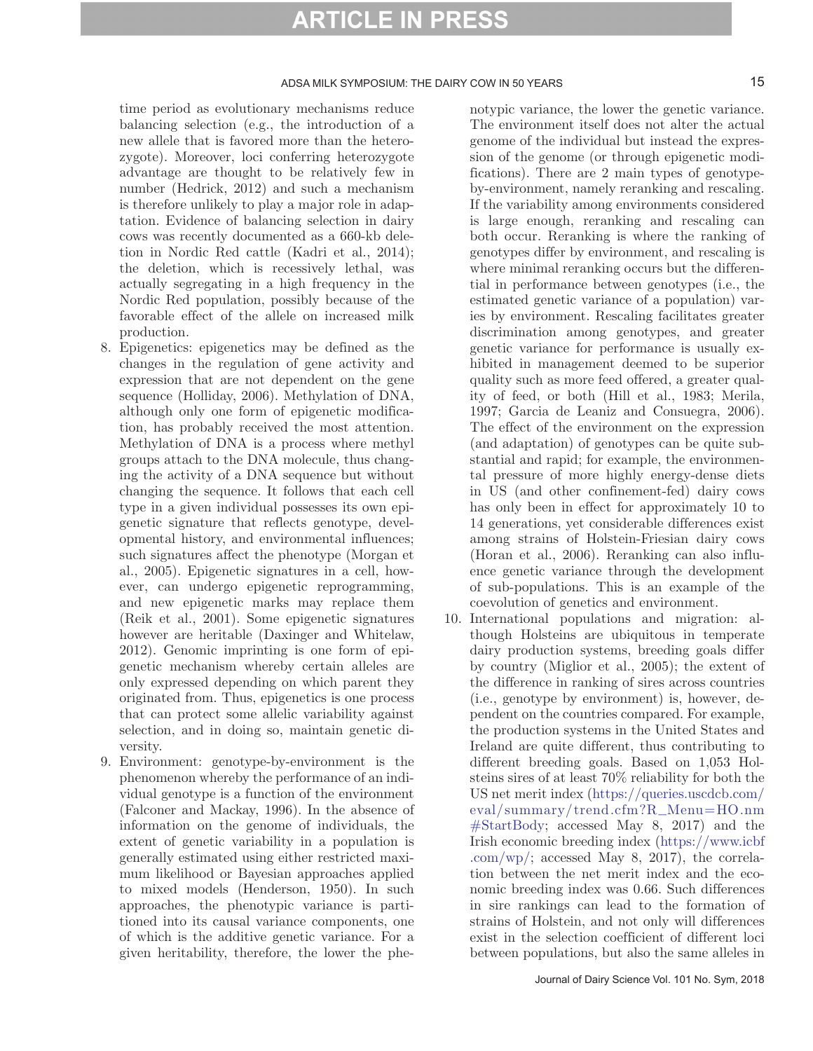time period as evolutionary mechanisms reduce balancing selection (e.g., the introduction of a new allele that is favored more than the heterozygote). Moreover, loci conferring heterozygote advantage are thought to be relatively few in number (Hedrick, 2012) and such a mechanism is therefore unlikely to play a major role in adaptation. Evidence of balancing selection in dairy cows was recently documented as a 660-kb deletion in Nordic Red cattle (Kadri et al., 2014); the deletion, which is recessively lethal, was actually segregating in a high frequency in the Nordic Red population, possibly because of the favorable effect of the allele on increased milk production.

8. Epigenetics: epigenetics may be defined as the changes in the regulation of gene activity and expression that are not dependent on the gene sequence (Holliday, 2006). Methylation of DNA, although only one form of epigenetic modification, has probably received the most attention. Methylation of DNA is a process where methyl groups attach to the DNA molecule, thus changing the activity of a DNA sequence but without changing the sequence. It follows that each cell type in a given individual possesses its own epigenetic signature that reflects genotype, developmental history, and environmental influences; such signatures affect the phenotype (Morgan et al., 2005). Epigenetic signatures in a cell, however, can undergo epigenetic reprogramming, and new epigenetic marks may replace them (Reik et al., 2001). Some epigenetic signatures however are heritable (Daxinger and Whitelaw, 2012). Genomic imprinting is one form of epigenetic mechanism whereby certain alleles are only expressed depending on which parent they originated from. Thus, epigenetics is one process that can protect some allelic variability against selection, and in doing so, maintain genetic diversity.
9. Environment: genotype-by-environment is the phenomenon whereby the performance of an individual genotype is a function of the environment (Falconer and Mackay, 1996). In the absence of information on the genome of individuals, the extent of genetic variability in a population is generally estimated using either restricted maximum likelihood or Bayesian approaches applied to mixed models (Henderson, 1950). In such approaches, the phenotypic variance is partitioned into its causal variance components, one of which is the additive genetic variance. For a given heritability, therefore, the lower the phenotypic variance, the lower the genetic variance. The environment itself does not alter the actual genome of the individual but instead the expression of the genome (or through epigenetic modifications). There are 2 main types of genotype-by-environment, namely reranking and rescaling. If the variability among environments considered is large enough, reranking and rescaling can both occur. Reranking is where the ranking of genotypes differ by environment, and rescaling is where minimal reranking occurs but the differential in performance between genotypes (i.e., the estimated genetic variance of a population) varies by environment. Rescaling facilitates greater discrimination among genotypes, and greater genetic variance for performance is usually exhibited in management deemed to be superior quality such as more feed offered, a greater quality of feed, or both (Hill et al., 1983; Merila, 1997; Garcia de Leaniz and Consuegra, 2006). The effect of the environment on the expression (and adaptation) of genotypes can be quite substantial and rapid; for example, the environmental pressure of more highly energy-dense diets in US (and other confinement-fed) dairy cows has only been in effect for approximately 10 to 14 generations, yet considerable differences exist among strains of Holstein-Friesian dairy cows (Horan et al., 2006). Reranking can also influence genetic variance through the development of sub-populations. This is an example of the coevolution of genetics and environment.
10. International populations and migration: although Holsteins are ubiquitous in temperate dairy production systems, breeding goals differ by country (Miglior et al., 2005); the extent of the difference in ranking of sires across countries (i.e., genotype by environment) is, however, dependent on the countries compared. For example, the production systems in the United States and Ireland are quite different, thus contributing to different breeding goals. Based on 1,053 Holsteins sires of at least 70% reliability for both the US net merit index (https://queries.uscdcb.com/eval/summary/trend.cfm?R_Menu=HO.nm#StartBody; accessed May 8, 2017) and the Irish economic breeding index (https://www.icbf.com/wp/; accessed May 8, 2017), the correlation between the net merit index and the economic breeding index was 0.66. Such differences in sire rankings can lead to the formation of strains of Holstein, and not only will differences exist in the selection coefficient of different loci between populations, but also the same alleles in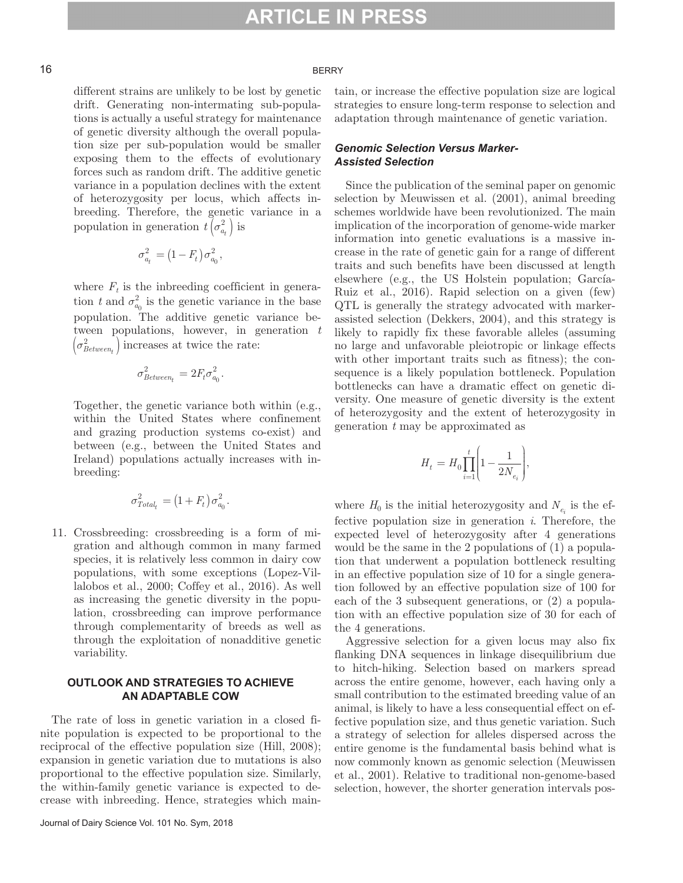different strains are unlikely to be lost by genetic drift. Generating non-intermating sub-populations is actually a useful strategy for maintenance of genetic diversity although the overall population size per sub-population would be smaller exposing them to the effects of evolutionary forces such as random drift. The additive genetic variance in a population declines with the extent of heterozygosity per locus, which affects inbreeding. Therefore, the genetic variance in a population in generation $t\left(\sigma^2_{a_t}\right)$ is

$$\sigma^2_{a_t} = \left(1 - F_t\right)\sigma^2_{a_0},$$

where $F_t$ is the inbreeding coefficient in generation $t$ and $\sigma^2_{a_0}$ is the genetic variance in the base population. The additive genetic variance between populations, however, in generation $t$ $\left(\sigma^2_{Between_t}\right)$ increases at twice the rate:

$$\sigma^2_{Between_t} = 2F_t\sigma^2_{a_0}.$$

Together, the genetic variance both within (e.g., within the United States where confinement and grazing production systems co-exist) and between (e.g., between the United States and Ireland) populations actually increases with inbreeding:

$$\sigma^2_{Total_t} = \left(1 + F_t\right)\sigma^2_{a_0}.$$

11. Crossbreeding: crossbreeding is a form of migration and although common in many farmed species, it is relatively less common in dairy cow populations, with some exceptions (Lopez-Villalobos et al., 2000; Coffey et al., 2016). As well as increasing the genetic diversity in the population, crossbreeding can improve performance through complementarity of breeds as well as through the exploitation of nonadditive genetic variability.

## OUTLOOK AND STRATEGIES TO ACHIEVE AN ADAPTABLE COW

The rate of loss in genetic variation in a closed finite population is expected to be proportional to the reciprocal of the effective population size (Hill, 2008); expansion in genetic variation due to mutations is also proportional to the effective population size. Similarly, the within-family genetic variance is expected to decrease with inbreeding. Hence, strategies which maintain, or increase the effective population size are logical strategies to ensure long-term response to selection and adaptation through maintenance of genetic variation.

### *Genomic Selection Versus Marker-Assisted Selection*

Since the publication of the seminal paper on genomic selection by Meuwissen et al. (2001), animal breeding schemes worldwide have been revolutionized. The main implication of the incorporation of genome-wide marker information into genetic evaluations is a massive increase in the rate of genetic gain for a range of different traits and such benefits have been discussed at length elsewhere (e.g., the US Holstein population; García-Ruiz et al., 2016). Rapid selection on a given (few) QTL is generally the strategy advocated with marker-assisted selection (Dekkers, 2004), and this strategy is likely to rapidly fix these favorable alleles (assuming no large and unfavorable pleiotropic or linkage effects with other important traits such as fitness); the consequence is a likely population bottleneck. Population bottlenecks can have a dramatic effect on genetic diversity. One measure of genetic diversity is the extent of heterozygosity and the extent of heterozygosity in generation $t$ may be approximated as

$$H_t = H_0\prod_{i=1}^{t}\left(1 - \frac{1}{2N_{e_i}}\right),$$

where $H_0$ is the initial heterozygosity and $N_{e_i}$ is the effective population size in generation $i$. Therefore, the expected level of heterozygosity after 4 generations would be the same in the 2 populations of (1) a population that underwent a population bottleneck resulting in an effective population size of 10 for a single generation followed by an effective population size of 100 for each of the 3 subsequent generations, or (2) a population with an effective population size of 30 for each of the 4 generations.

Aggressive selection for a given locus may also fix flanking DNA sequences in linkage disequilibrium due to hitch-hiking. Selection based on markers spread across the entire genome, however, each having only a small contribution to the estimated breeding value of an animal, is likely to have a less consequential effect on effective population size, and thus genetic variation. Such a strategy of selection for alleles dispersed across the entire genome is the fundamental basis behind what is now commonly known as genomic selection (Meuwissen et al., 2001). Relative to traditional non-genome-based selection, however, the shorter generation intervals pos-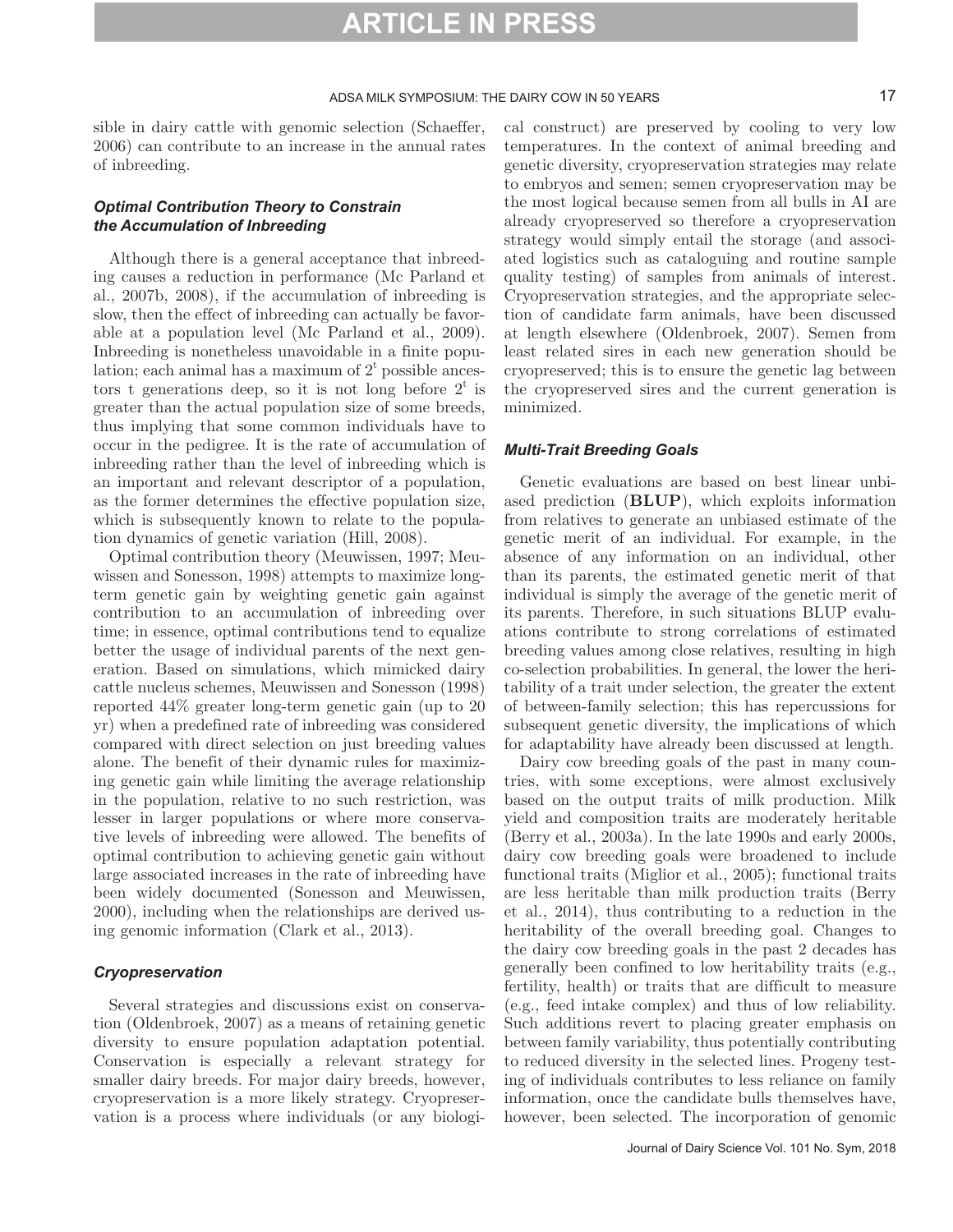sible in dairy cattle with genomic selection (Schaeffer, 2006) can contribute to an increase in the annual rates of inbreeding.

### *Optimal Contribution Theory to Constrain the Accumulation of Inbreeding*

Although there is a general acceptance that inbreeding causes a reduction in performance (Mc Parland et al., 2007b, 2008), if the accumulation of inbreeding is slow, then the effect of inbreeding can actually be favorable at a population level (Mc Parland et al., 2009). Inbreeding is nonetheless unavoidable in a finite population; each animal has a maximum of $2^t$ possible ancestors t generations deep, so it is not long before $2^t$ is greater than the actual population size of some breeds, thus implying that some common individuals have to occur in the pedigree. It is the rate of accumulation of inbreeding rather than the level of inbreeding which is an important and relevant descriptor of a population, as the former determines the effective population size, which is subsequently known to relate to the population dynamics of genetic variation (Hill, 2008).

Optimal contribution theory (Meuwissen, 1997; Meuwissen and Sonesson, 1998) attempts to maximize long-term genetic gain by weighting genetic gain against contribution to an accumulation of inbreeding over time; in essence, optimal contributions tend to equalize better the usage of individual parents of the next generation. Based on simulations, which mimicked dairy cattle nucleus schemes, Meuwissen and Sonesson (1998) reported 44% greater long-term genetic gain (up to 20 yr) when a predefined rate of inbreeding was considered compared with direct selection on just breeding values alone. The benefit of their dynamic rules for maximizing genetic gain while limiting the average relationship in the population, relative to no such restriction, was lesser in larger populations or where more conservative levels of inbreeding were allowed. The benefits of optimal contribution to achieving genetic gain without large associated increases in the rate of inbreeding have been widely documented (Sonesson and Meuwissen, 2000), including when the relationships are derived using genomic information (Clark et al., 2013).

### *Cryopreservation*

Several strategies and discussions exist on conservation (Oldenbroek, 2007) as a means of retaining genetic diversity to ensure population adaptation potential. Conservation is especially a relevant strategy for smaller dairy breeds. For major dairy breeds, however, cryopreservation is a more likely strategy. Cryopreservation is a process where individuals (or any biological construct) are preserved by cooling to very low temperatures. In the context of animal breeding and genetic diversity, cryopreservation strategies may relate to embryos and semen; semen cryopreservation may be the most logical because semen from all bulls in AI are already cryopreserved so therefore a cryopreservation strategy would simply entail the storage (and associated logistics such as cataloguing and routine sample quality testing) of samples from animals of interest. Cryopreservation strategies, and the appropriate selection of candidate farm animals, have been discussed at length elsewhere (Oldenbroek, 2007). Semen from least related sires in each new generation should be cryopreserved; this is to ensure the genetic lag between the cryopreserved sires and the current generation is minimized.

### *Multi-Trait Breeding Goals*

Genetic evaluations are based on best linear unbiased prediction (**BLUP**), which exploits information from relatives to generate an unbiased estimate of the genetic merit of an individual. For example, in the absence of any information on an individual, other than its parents, the estimated genetic merit of that individual is simply the average of the genetic merit of its parents. Therefore, in such situations BLUP evaluations contribute to strong correlations of estimated breeding values among close relatives, resulting in high co-selection probabilities. In general, the lower the heritability of a trait under selection, the greater the extent of between-family selection; this has repercussions for subsequent genetic diversity, the implications of which for adaptability have already been discussed at length.

Dairy cow breeding goals of the past in many countries, with some exceptions, were almost exclusively based on the output traits of milk production. Milk yield and composition traits are moderately heritable (Berry et al., 2003a). In the late 1990s and early 2000s, dairy cow breeding goals were broadened to include functional traits (Miglior et al., 2005); functional traits are less heritable than milk production traits (Berry et al., 2014), thus contributing to a reduction in the heritability of the overall breeding goal. Changes to the dairy cow breeding goals in the past 2 decades has generally been confined to low heritability traits (e.g., fertility, health) or traits that are difficult to measure (e.g., feed intake complex) and thus of low reliability. Such additions revert to placing greater emphasis on between family variability, thus potentially contributing to reduced diversity in the selected lines. Progeny testing of individuals contributes to less reliance on family information, once the candidate bulls themselves have, however, been selected. The incorporation of genomic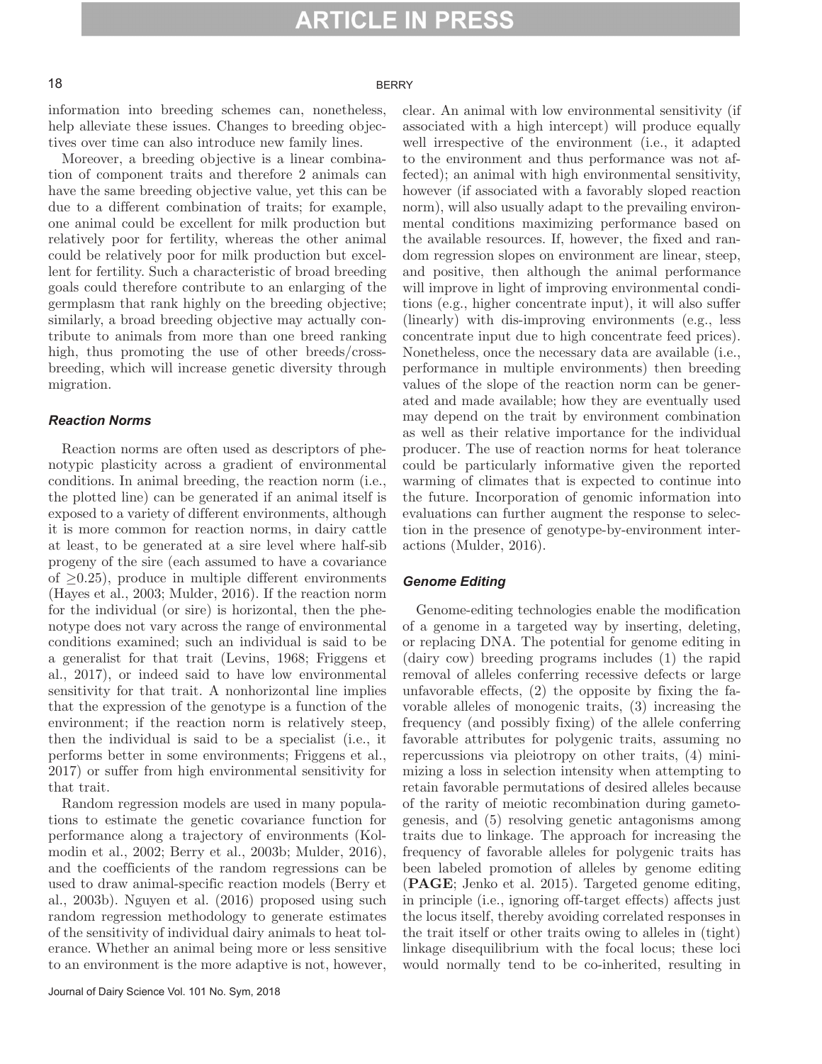information into breeding schemes can, nonetheless, help alleviate these issues. Changes to breeding objectives over time can also introduce new family lines.

Moreover, a breeding objective is a linear combination of component traits and therefore 2 animals can have the same breeding objective value, yet this can be due to a different combination of traits; for example, one animal could be excellent for milk production but relatively poor for fertility, whereas the other animal could be relatively poor for milk production but excellent for fertility. Such a characteristic of broad breeding goals could therefore contribute to an enlarging of the germplasm that rank highly on the breeding objective; similarly, a broad breeding objective may actually contribute to animals from more than one breed ranking high, thus promoting the use of other breeds/crossbreeding, which will increase genetic diversity through migration.

### *Reaction Norms*

Reaction norms are often used as descriptors of phenotypic plasticity across a gradient of environmental conditions. In animal breeding, the reaction norm (i.e., the plotted line) can be generated if an animal itself is exposed to a variety of different environments, although it is more common for reaction norms, in dairy cattle at least, to be generated at a sire level where half-sib progeny of the sire (each assumed to have a covariance of $\geq 0.25$), produce in multiple different environments (Hayes et al., 2003; Mulder, 2016). If the reaction norm for the individual (or sire) is horizontal, then the phenotype does not vary across the range of environmental conditions examined; such an individual is said to be a generalist for that trait (Levins, 1968; Friggens et al., 2017), or indeed said to have low environmental sensitivity for that trait. A nonhorizontal line implies that the expression of the genotype is a function of the environment; if the reaction norm is relatively steep, then the individual is said to be a specialist (i.e., it performs better in some environments; Friggens et al., 2017) or suffer from high environmental sensitivity for that trait.

Random regression models are used in many populations to estimate the genetic covariance function for performance along a trajectory of environments (Kolmodin et al., 2002; Berry et al., 2003b; Mulder, 2016), and the coefficients of the random regressions can be used to draw animal-specific reaction models (Berry et al., 2003b). Nguyen et al. (2016) proposed using such random regression methodology to generate estimates of the sensitivity of individual dairy animals to heat tolerance. Whether an animal being more or less sensitive to an environment is the more adaptive is not, however, clear. An animal with low environmental sensitivity (if associated with a high intercept) will produce equally well irrespective of the environment (i.e., it adapted to the environment and thus performance was not affected); an animal with high environmental sensitivity, however (if associated with a favorably sloped reaction norm), will also usually adapt to the prevailing environmental conditions maximizing performance based on the available resources. If, however, the fixed and random regression slopes on environment are linear, steep, and positive, then although the animal performance will improve in light of improving environmental conditions (e.g., higher concentrate input), it will also suffer (linearly) with dis-improving environments (e.g., less concentrate input due to high concentrate feed prices). Nonetheless, once the necessary data are available (i.e., performance in multiple environments) then breeding values of the slope of the reaction norm can be generated and made available; how they are eventually used may depend on the trait by environment combination as well as their relative importance for the individual producer. The use of reaction norms for heat tolerance could be particularly informative given the reported warming of climates that is expected to continue into the future. Incorporation of genomic information into evaluations can further augment the response to selection in the presence of genotype-by-environment interactions (Mulder, 2016).

### *Genome Editing*

Genome-editing technologies enable the modification of a genome in a targeted way by inserting, deleting, or replacing DNA. The potential for genome editing in (dairy cow) breeding programs includes (1) the rapid removal of alleles conferring recessive defects or large unfavorable effects, (2) the opposite by fixing the favorable alleles of monogenic traits, (3) increasing the frequency (and possibly fixing) of the allele conferring favorable attributes for polygenic traits, assuming no repercussions via pleiotropy on other traits, (4) minimizing a loss in selection intensity when attempting to retain favorable permutations of desired alleles because of the rarity of meiotic recombination during gametogenesis, and (5) resolving genetic antagonisms among traits due to linkage. The approach for increasing the frequency of favorable alleles for polygenic traits has been labeled promotion of alleles by genome editing (**PAGE**; Jenko et al. 2015). Targeted genome editing, in principle (i.e., ignoring off-target effects) affects just the locus itself, thereby avoiding correlated responses in the trait itself or other traits owing to alleles in (tight) linkage disequilibrium with the focal locus; these loci would normally tend to be co-inherited, resulting in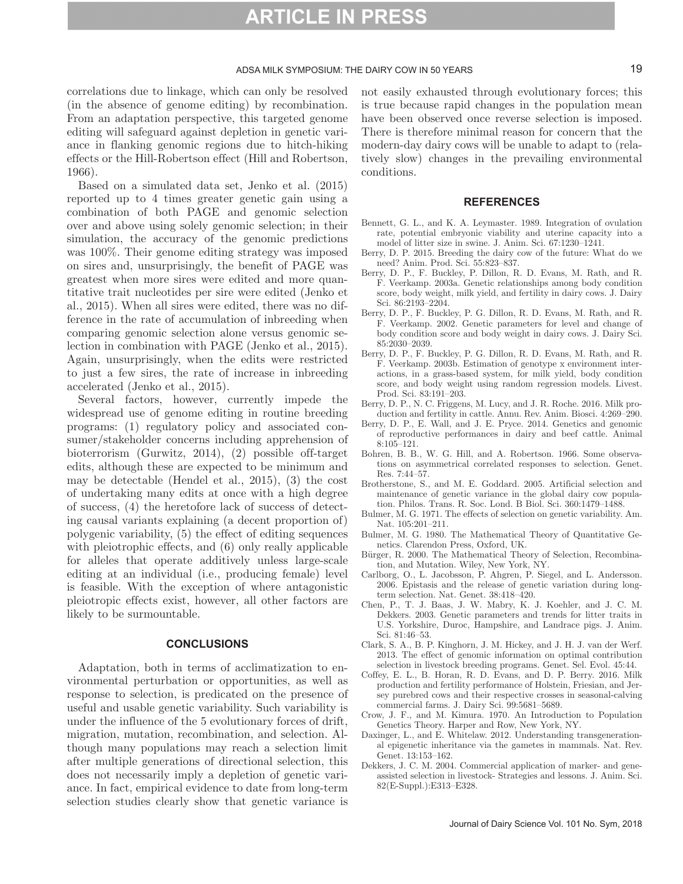correlations due to linkage, which can only be resolved (in the absence of genome editing) by recombination. From an adaptation perspective, this targeted genome editing will safeguard against depletion in genetic variance in flanking genomic regions due to hitch-hiking effects or the Hill-Robertson effect (Hill and Robertson, 1966).

Based on a simulated data set, Jenko et al. (2015) reported up to 4 times greater genetic gain using a combination of both PAGE and genomic selection over and above using solely genomic selection; in their simulation, the accuracy of the genomic predictions was 100%. Their genome editing strategy was imposed on sires and, unsurprisingly, the benefit of PAGE was greatest when more sires were edited and more quantitative trait nucleotides per sire were edited (Jenko et al., 2015). When all sires were edited, there was no difference in the rate of accumulation of inbreeding when comparing genomic selection alone versus genomic selection in combination with PAGE (Jenko et al., 2015). Again, unsurprisingly, when the edits were restricted to just a few sires, the rate of increase in inbreeding accelerated (Jenko et al., 2015).

Several factors, however, currently impede the widespread use of genome editing in routine breeding programs: (1) regulatory policy and associated consumer/stakeholder concerns including apprehension of bioterrorism (Gurwitz, 2014), (2) possible off-target edits, although these are expected to be minimum and may be detectable (Hendel et al., 2015), (3) the cost of undertaking many edits at once with a high degree of success, (4) the heretofore lack of success of detecting causal variants explaining (a decent proportion of) polygenic variability, (5) the effect of editing sequences with pleiotrophic effects, and (6) only really applicable for alleles that operate additively unless large-scale editing at an individual (i.e., producing female) level is feasible. With the exception of where antagonistic pleiotropic effects exist, however, all other factors are likely to be surmountable.

## CONCLUSIONS

Adaptation, both in terms of acclimatization to environmental perturbation or opportunities, as well as response to selection, is predicated on the presence of useful and usable genetic variability. Such variability is under the influence of the 5 evolutionary forces of drift, migration, mutation, recombination, and selection. Although many populations may reach a selection limit after multiple generations of directional selection, this does not necessarily imply a depletion of genetic variance. In fact, empirical evidence to date from long-term selection studies clearly show that genetic variance is not easily exhausted through evolutionary forces; this is true because rapid changes in the population mean have been observed once reverse selection is imposed. There is therefore minimal reason for concern that the modern-day dairy cows will be unable to adapt to (relatively slow) changes in the prevailing environmental conditions.

## REFERENCES

Bennett, G. L., and K. A. Leymaster. 1989. Integration of ovulation rate, potential embryonic viability and uterine capacity into a model of litter size in swine. J. Anim. Sci. 67:1230–1241.

Berry, D. P. 2015. Breeding the dairy cow of the future: What do we need? Anim. Prod. Sci. 55:823–837.

Berry, D. P., F. Buckley, P. Dillon, R. D. Evans, M. Rath, and R. F. Veerkamp. 2003a. Genetic relationships among body condition score, body weight, milk yield, and fertility in dairy cows. J. Dairy Sci. 86:2193–2204.

Berry, D. P., F. Buckley, P. G. Dillon, R. D. Evans, M. Rath, and R. F. Veerkamp. 2002. Genetic parameters for level and change of body condition score and body weight in dairy cows. J. Dairy Sci. 85:2030–2039.

Berry, D. P., F. Buckley, P. G. Dillon, R. D. Evans, M. Rath, and R. F. Veerkamp. 2003b. Estimation of genotype x environment interactions, in a grass-based system, for milk yield, body condition score, and body weight using random regression models. Livest. Prod. Sci. 83:191–203.

Berry, D. P., N. C. Friggens, M. Lucy, and J. R. Roche. 2016. Milk production and fertility in cattle. Annu. Rev. Anim. Biosci. 4:269–290.

Berry, D. P., E. Wall, and J. E. Pryce. 2014. Genetics and genomic of reproductive performances in dairy and beef cattle. Animal 8:105–121.

Bohren, B. B., W. G. Hill, and A. Robertson. 1966. Some observations on asymmetrical correlated responses to selection. Genet. Res. 7:44–57.

Brotherstone, S., and M. E. Goddard. 2005. Artificial selection and maintenance of genetic variance in the global dairy cow population. Philos. Trans. R. Soc. Lond. B Biol. Sci. 360:1479–1488.

Bulmer, M. G. 1971. The effects of selection on genetic variability. Am. Nat. 105:201–211.

Bulmer, M. G. 1980. The Mathematical Theory of Quantitative Genetics. Clarendon Press, Oxford, UK.

Bürger, R. 2000. The Mathematical Theory of Selection, Recombination, and Mutation. Wiley, New York, NY.

Carlborg, O., L. Jacobsson, P. Ahgren, P. Siegel, and L. Andersson. 2006. Epistasis and the release of genetic variation during long-term selection. Nat. Genet. 38:418–420.

Chen, P., T. J. Baas, J. W. Mabry, K. J. Koehler, and J. C. M. Dekkers. 2003. Genetic parameters and trends for litter traits in U.S. Yorkshire, Duroc, Hampshire, and Landrace pigs. J. Anim. Sci. 81:46–53.

Clark, S. A., B. P. Kinghorn, J. M. Hickey, and J. H. J. van der Werf. 2013. The effect of genomic information on optimal contribution selection in livestock breeding programs. Genet. Sel. Evol. 45:44.

Coffey, E. L., B. Horan, R. D. Evans, and D. P. Berry. 2016. Milk production and fertility performance of Holstein, Friesian, and Jersey purebred cows and their respective crosses in seasonal-calving commercial farms. J. Dairy Sci. 99:5681–5689.

Crow, J. F., and M. Kimura. 1970. An Introduction to Population Genetics Theory. Harper and Row, New York, NY.

Daxinger, L., and E. Whitelaw. 2012. Understanding transgenerational epigenetic inheritance via the gametes in mammals. Nat. Rev. Genet. 13:153–162.

Dekkers, J. C. M. 2004. Commercial application of marker- and gene-assisted selection in livestock- Strategies and lessons. J. Anim. Sci. 82(E-Suppl.):E313–E328.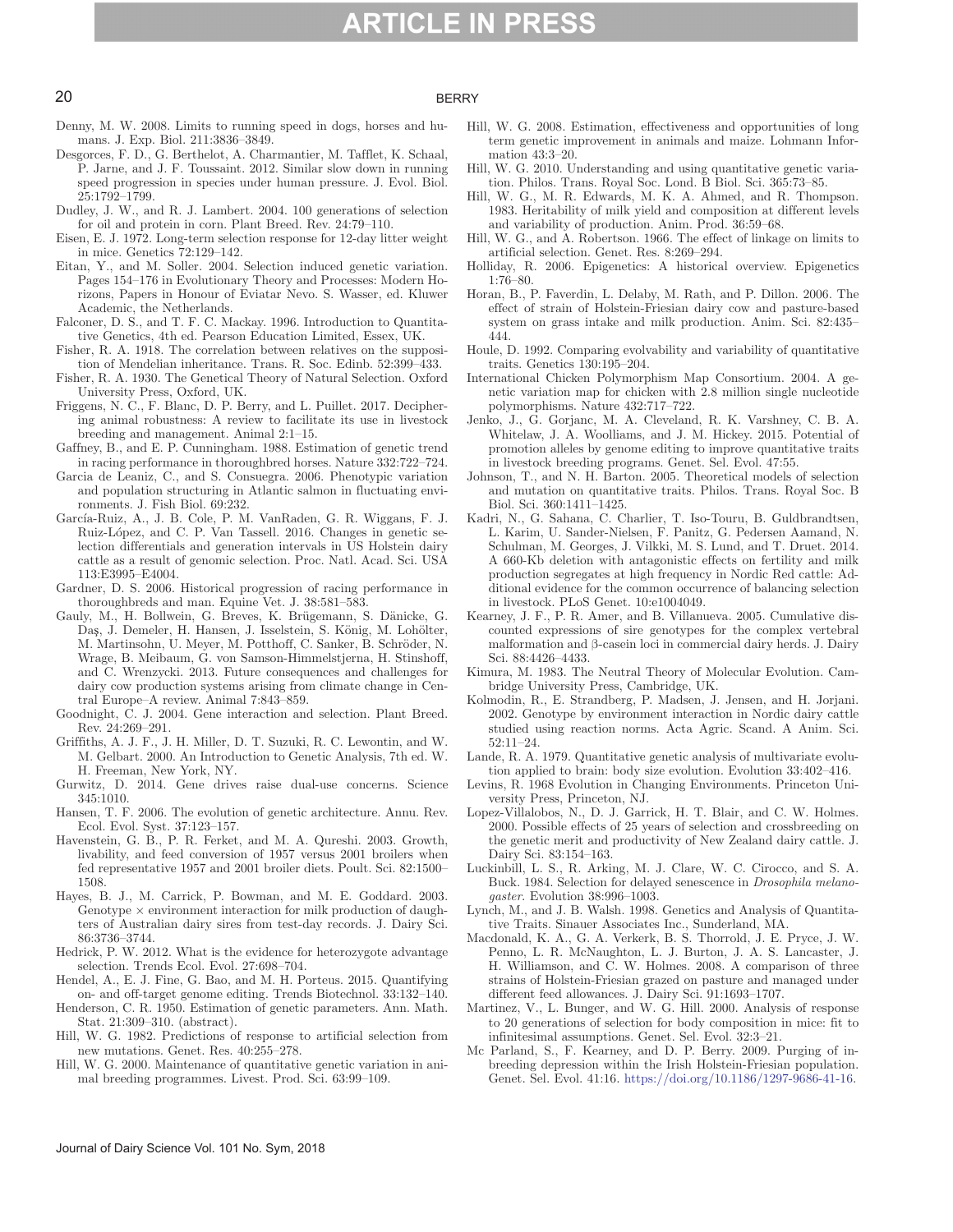Denny, M. W. 2008. Limits to running speed in dogs, horses and humans. J. Exp. Biol. 211:3836–3849.

Desgorces, F. D., G. Berthelot, A. Charmantier, M. Tafflet, K. Schaal, P. Jarne, and J. F. Toussaint. 2012. Similar slow down in running speed progression in species under human pressure. J. Evol. Biol. 25:1792–1799.

Dudley, J. W., and R. J. Lambert. 2004. 100 generations of selection for oil and protein in corn. Plant Breed. Rev. 24:79–110.

Eisen, E. J. 1972. Long-term selection response for 12-day litter weight in mice. Genetics 72:129–142.

Eitan, Y., and M. Soller. 2004. Selection induced genetic variation. Pages 154–176 in Evolutionary Theory and Processes: Modern Horizons, Papers in Honour of Eviatar Nevo. S. Wasser, ed. Kluwer Academic, the Netherlands.

Falconer, D. S., and T. F. C. Mackay. 1996. Introduction to Quantitative Genetics, 4th ed. Pearson Education Limited, Essex, UK.

Fisher, R. A. 1918. The correlation between relatives on the supposition of Mendelian inheritance. Trans. R. Soc. Edinb. 52:399–433.

Fisher, R. A. 1930. The Genetical Theory of Natural Selection. Oxford University Press, Oxford, UK.

Friggens, N. C., F. Blanc, D. P. Berry, and L. Puillet. 2017. Deciphering animal robustness: A review to facilitate its use in livestock breeding and management. Animal 2:1–15.

Gaffney, B., and E. P. Cunningham. 1988. Estimation of genetic trend in racing performance in thoroughbred horses. Nature 332:722–724.

Garcia de Leaniz, C., and S. Consuegra. 2006. Phenotypic variation and population structuring in Atlantic salmon in fluctuating environments. J. Fish Biol. 69:232.

García-Ruiz, A., J. B. Cole, P. M. VanRaden, G. R. Wiggans, F. J. Ruiz-López, and C. P. Van Tassell. 2016. Changes in genetic selection differentials and generation intervals in US Holstein dairy cattle as a result of genomic selection. Proc. Natl. Acad. Sci. USA 113:E3995–E4004.

Gardner, D. S. 2006. Historical progression of racing performance in thoroughbreds and man. Equine Vet. J. 38:581–583.

Gauly, M., H. Bollwein, G. Breves, K. Brügemann, S. Dänicke, G. Daş, J. Demeler, H. Hansen, J. Isselstein, S. König, M. Lohölter, M. Martinsohn, U. Meyer, M. Potthoff, C. Sanker, B. Schröder, N. Wrage, B. Meibaum, G. von Samson-Himmelstjerna, H. Stinshoff, and C. Wrenzycki. 2013. Future consequences and challenges for dairy cow production systems arising from climate change in Central Europe–A review. Animal 7:843–859.

Goodnight, C. J. 2004. Gene interaction and selection. Plant Breed. Rev. 24:269–291.

Griffiths, A. J. F., J. H. Miller, D. T. Suzuki, R. C. Lewontin, and W. M. Gelbart. 2000. An Introduction to Genetic Analysis, 7th ed. W. H. Freeman, New York, NY.

Gurwitz, D. 2014. Gene drives raise dual-use concerns. Science 345:1010.

Hansen, T. F. 2006. The evolution of genetic architecture. Annu. Rev. Ecol. Evol. Syst. 37:123–157.

Havenstein, G. B., P. R. Ferket, and M. A. Qureshi. 2003. Growth, livability, and feed conversion of 1957 versus 2001 broilers when fed representative 1957 and 2001 broiler diets. Poult. Sci. 82:1500–1508.

Hayes, B. J., M. Carrick, P. Bowman, and M. E. Goddard. 2003. Genotype × environment interaction for milk production of daughters of Australian dairy sires from test-day records. J. Dairy Sci. 86:3736–3744.

Hedrick, P. W. 2012. What is the evidence for heterozygote advantage selection. Trends Ecol. Evol. 27:698–704.

Hendel, A., E. J. Fine, G. Bao, and M. H. Porteus. 2015. Quantifying on- and off-target genome editing. Trends Biotechnol. 33:132–140.

Henderson, C. R. 1950. Estimation of genetic parameters. Ann. Math. Stat. 21:309–310. (abstract).

Hill, W. G. 1982. Predictions of response to artificial selection from new mutations. Genet. Res. 40:255–278.

Hill, W. G. 2000. Maintenance of quantitative genetic variation in animal breeding programmes. Livest. Prod. Sci. 63:99–109.

Hill, W. G. 2008. Estimation, effectiveness and opportunities of long term genetic improvement in animals and maize. Lohmann Information 43:3–20.

Hill, W. G. 2010. Understanding and using quantitative genetic variation. Philos. Trans. Royal Soc. Lond. B Biol. Sci. 365:73–85.

Hill, W. G., M. R. Edwards, M. K. A. Ahmed, and R. Thompson. 1983. Heritability of milk yield and composition at different levels and variability of production. Anim. Prod. 36:59–68.

Hill, W. G., and A. Robertson. 1966. The effect of linkage on limits to artificial selection. Genet. Res. 8:269–294.

Holliday, R. 2006. Epigenetics: A historical overview. Epigenetics 1:76–80.

Horan, B., P. Faverdin, L. Delaby, M. Rath, and P. Dillon. 2006. The effect of strain of Holstein-Friesian dairy cow and pasture-based system on grass intake and milk production. Anim. Sci. 82:435–444.

Houle, D. 1992. Comparing evolvability and variability of quantitative traits. Genetics 130:195–204.

International Chicken Polymorphism Map Consortium. 2004. A genetic variation map for chicken with 2.8 million single nucleotide polymorphisms. Nature 432:717–722.

Jenko, J., G. Gorjanc, M. A. Cleveland, R. K. Varshney, C. B. A. Whitelaw, J. A. Woolliams, and J. M. Hickey. 2015. Potential of promotion alleles by genome editing to improve quantitative traits in livestock breeding programs. Genet. Sel. Evol. 47:55.

Johnson, T., and N. H. Barton. 2005. Theoretical models of selection and mutation on quantitative traits. Philos. Trans. Royal Soc. B Biol. Sci. 360:1411–1425.

Kadri, N., G. Sahana, C. Charlier, T. Iso-Touru, B. Guldbrandtsen, L. Karim, U. Sander-Nielsen, F. Panitz, G. Pedersen Aamand, N. Schulman, M. Georges, J. Vilkki, M. S. Lund, and T. Druet. 2014. A 660-Kb deletion with antagonistic effects on fertility and milk production segregates at high frequency in Nordic Red cattle: Additional evidence for the common occurrence of balancing selection in livestock. PLoS Genet. 10:e1004049.

Kearney, J. F., P. R. Amer, and B. Villanueva. 2005. Cumulative discounted expressions of sire genotypes for the complex vertebral malformation and β-casein loci in commercial dairy herds. J. Dairy Sci. 88:4426–4433.

Kimura, M. 1983. The Neutral Theory of Molecular Evolution. Cambridge University Press, Cambridge, UK.

Kolmodin, R., E. Strandberg, P. Madsen, J. Jensen, and H. Jorjani. 2002. Genotype by environment interaction in Nordic dairy cattle studied using reaction norms. Acta Agric. Scand. A Anim. Sci. 52:11–24.

Lande, R. A. 1979. Quantitative genetic analysis of multivariate evolution applied to brain: body size evolution. Evolution 33:402–416.

Levins, R. 1968 Evolution in Changing Environments. Princeton University Press, Princeton, NJ.

Lopez-Villalobos, N., D. J. Garrick, H. T. Blair, and C. W. Holmes. 2000. Possible effects of 25 years of selection and crossbreeding on the genetic merit and productivity of New Zealand dairy cattle. J. Dairy Sci. 83:154–163.

Luckinbill, L. S., R. Arking, M. J. Clare, W. C. Cirocco, and S. A. Buck. 1984. Selection for delayed senescence in *Drosophila melanogaster*. Evolution 38:996–1003.

Lynch, M., and J. B. Walsh. 1998. Genetics and Analysis of Quantitative Traits. Sinauer Associates Inc., Sunderland, MA.

Macdonald, K. A., G. A. Verkerk, B. S. Thorrold, J. E. Pryce, J. W. Penno, L. R. McNaughton, L. J. Burton, J. A. S. Lancaster, J. H. Williamson, and C. W. Holmes. 2008. A comparison of three strains of Holstein-Friesian grazed on pasture and managed under different feed allowances. J. Dairy Sci. 91:1693–1707.

Martinez, V., L. Bunger, and W. G. Hill. 2000. Analysis of response to 20 generations of selection for body composition in mice: fit to infinitesimal assumptions. Genet. Sel. Evol. 32:3–21.

Mc Parland, S., F. Kearney, and D. P. Berry. 2009. Purging of inbreeding depression within the Irish Holstein-Friesian population. Genet. Sel. Evol. 41:16. https://doi.org/10.1186/1297-9686-41-16.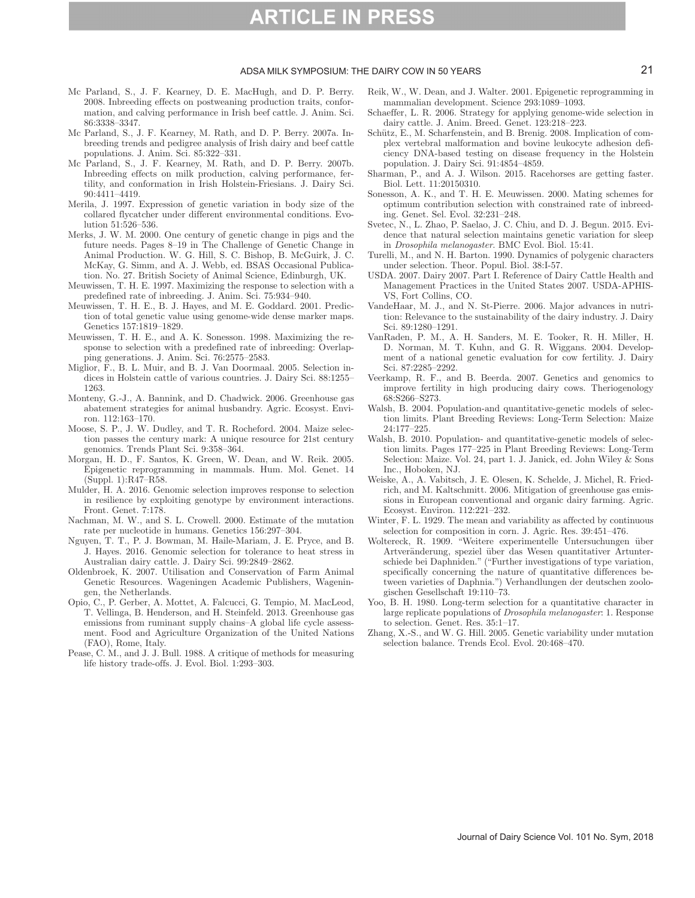Mc Parland, S., J. F. Kearney, D. E. MacHugh, and D. P. Berry. 2008. Inbreeding effects on postweaning production traits, conformation, and calving performance in Irish beef cattle. J. Anim. Sci. 86:3338–3347.

Mc Parland, S., J. F. Kearney, M. Rath, and D. P. Berry. 2007a. Inbreeding trends and pedigree analysis of Irish dairy and beef cattle populations. J. Anim. Sci. 85:322–331.

Mc Parland, S., J. F. Kearney, M. Rath, and D. P. Berry. 2007b. Inbreeding effects on milk production, calving performance, fertility, and conformation in Irish Holstein-Friesians. J. Dairy Sci. 90:4411–4419.

Merila, J. 1997. Expression of genetic variation in body size of the collared flycatcher under different environmental conditions. Evolution 51:526–536.

Merks, J. W. M. 2000. One century of genetic change in pigs and the future needs. Pages 8–19 in The Challenge of Genetic Change in Animal Production. W. G. Hill, S. C. Bishop, B. McGuirk, J. C. McKay, G. Simm, and A. J. Webb, ed. BSAS Occasional Publication. No. 27. British Society of Animal Science, Edinburgh, UK.

Meuwissen, T. H. E. 1997. Maximizing the response to selection with a predefined rate of inbreeding. J. Anim. Sci. 75:934–940.

Meuwissen, T. H. E., B. J. Hayes, and M. E. Goddard. 2001. Prediction of total genetic value using genome-wide dense marker maps. Genetics 157:1819–1829.

Meuwissen, T. H. E., and A. K. Sonesson. 1998. Maximizing the response to selection with a predefined rate of inbreeding: Overlapping generations. J. Anim. Sci. 76:2575–2583.

Miglior, F., B. L. Muir, and B. J. Van Doormaal. 2005. Selection indices in Holstein cattle of various countries. J. Dairy Sci. 88:1255–1263.

Monteny, G.-J., A. Bannink, and D. Chadwick. 2006. Greenhouse gas abatement strategies for animal husbandry. Agric. Ecosyst. Environ. 112:163–170.

Moose, S. P., J. W. Dudley, and T. R. Rocheford. 2004. Maize selection passes the century mark: A unique resource for 21st century genomics. Trends Plant Sci. 9:358–364.

Morgan, H. D., F. Santos, K. Green, W. Dean, and W. Reik. 2005. Epigenetic reprogramming in mammals. Hum. Mol. Genet. 14 (Suppl. 1):R47–R58.

Mulder, H. A. 2016. Genomic selection improves response to selection in resilience by exploiting genotype by environment interactions. Front. Genet. 7:178.

Nachman, M. W., and S. L. Crowell. 2000. Estimate of the mutation rate per nucleotide in humans. Genetics 156:297–304.

Nguyen, T. T., P. J. Bowman, M. Haile-Mariam, J. E. Pryce, and B. J. Hayes. 2016. Genomic selection for tolerance to heat stress in Australian dairy cattle. J. Dairy Sci. 99:2849–2862.

Oldenbroek, K. 2007. Utilisation and Conservation of Farm Animal Genetic Resources. Wageningen Academic Publishers, Wageningen, the Netherlands.

Opio, C., P. Gerber, A. Mottet, A. Falcucci, G. Tempio, M. MacLeod, T. Vellinga, B. Henderson, and H. Steinfeld. 2013. Greenhouse gas emissions from ruminant supply chains–A global life cycle assessment. Food and Agriculture Organization of the United Nations (FAO), Rome, Italy.

Pease, C. M., and J. J. Bull. 1988. A critique of methods for measuring life history trade-offs. J. Evol. Biol. 1:293–303.

Reik, W., W. Dean, and J. Walter. 2001. Epigenetic reprogramming in mammalian development. Science 293:1089–1093.

Schaeffer, L. R. 2006. Strategy for applying genome-wide selection in dairy cattle. J. Anim. Breed. Genet. 123:218–223.

Schütz, E., M. Scharfenstein, and B. Brenig. 2008. Implication of complex vertebral malformation and bovine leukocyte adhesion deficiency DNA-based testing on disease frequency in the Holstein population. J. Dairy Sci. 91:4854–4859.

Sharman, P., and A. J. Wilson. 2015. Racehorses are getting faster. Biol. Lett. 11:20150310.

Sonesson, A. K., and T. H. E. Meuwissen. 2000. Mating schemes for optimum contribution selection with constrained rate of inbreeding. Genet. Sel. Evol. 32:231–248.

Svetec, N., L. Zhao, P. Saelao, J. C. Chiu, and D. J. Begun. 2015. Evidence that natural selection maintains genetic variation for sleep in *Drosophila melanogaster*. BMC Evol. Biol. 15:41.

Turelli, M., and N. H. Barton. 1990. Dynamics of polygenic characters under selection. Theor. Popul. Biol. 38:I-57.

USDA. 2007. Dairy 2007. Part I. Reference of Dairy Cattle Health and Management Practices in the United States 2007. USDA-APHIS-VS, Fort Collins, CO.

VandeHaar, M. J., and N. St-Pierre. 2006. Major advances in nutrition: Relevance to the sustainability of the dairy industry. J. Dairy Sci. 89:1280–1291.

VanRaden, P. M., A. H. Sanders, M. E. Tooker, R. H. Miller, H. D. Norman, M. T. Kuhn, and G. R. Wiggans. 2004. Development of a national genetic evaluation for cow fertility. J. Dairy Sci. 87:2285–2292.

Veerkamp, R. F., and B. Beerda. 2007. Genetics and genomics to improve fertility in high producing dairy cows. Theriogenology 68:S266–S273.

Walsh, B. 2004. Population-and quantitative-genetic models of selection limits. Plant Breeding Reviews: Long-Term Selection: Maize 24:177–225.

Walsh, B. 2010. Population- and quantitative-genetic models of selection limits. Pages 177–225 in Plant Breeding Reviews: Long-Term Selection: Maize. Vol. 24, part 1. J. Janick, ed. John Wiley & Sons Inc., Hoboken, NJ.

Weiske, A., A. Vabitsch, J. E. Olesen, K. Schelde, J. Michel, R. Friedrich, and M. Kaltschmitt. 2006. Mitigation of greenhouse gas emissions in European conventional and organic dairy farming. Agric. Ecosyst. Environ. 112:221–232.

Winter, F. L. 1929. The mean and variability as affected by continuous selection for composition in corn. J. Agric. Res. 39:451–476.

Woltereck, R. 1909. "Weitere experimentelle Untersuchungen über Artveränderung, speziel über das Wesen quantitativer Artunterschiede bei Daphniden." ("Further investigations of type variation, specifically concerning the nature of quantitative differences between varieties of Daphnia.") Verhandlungen der deutschen zoologischen Gesellschaft 19:110–73.

Yoo, B. H. 1980. Long-term selection for a quantitative character in large replicate populations of *Drosophila melanogaster*: 1. Response to selection. Genet. Res. 35:1–17.

Zhang, X.-S., and W. G. Hill. 2005. Genetic variability under mutation selection balance. Trends Ecol. Evol. 20:468–470.